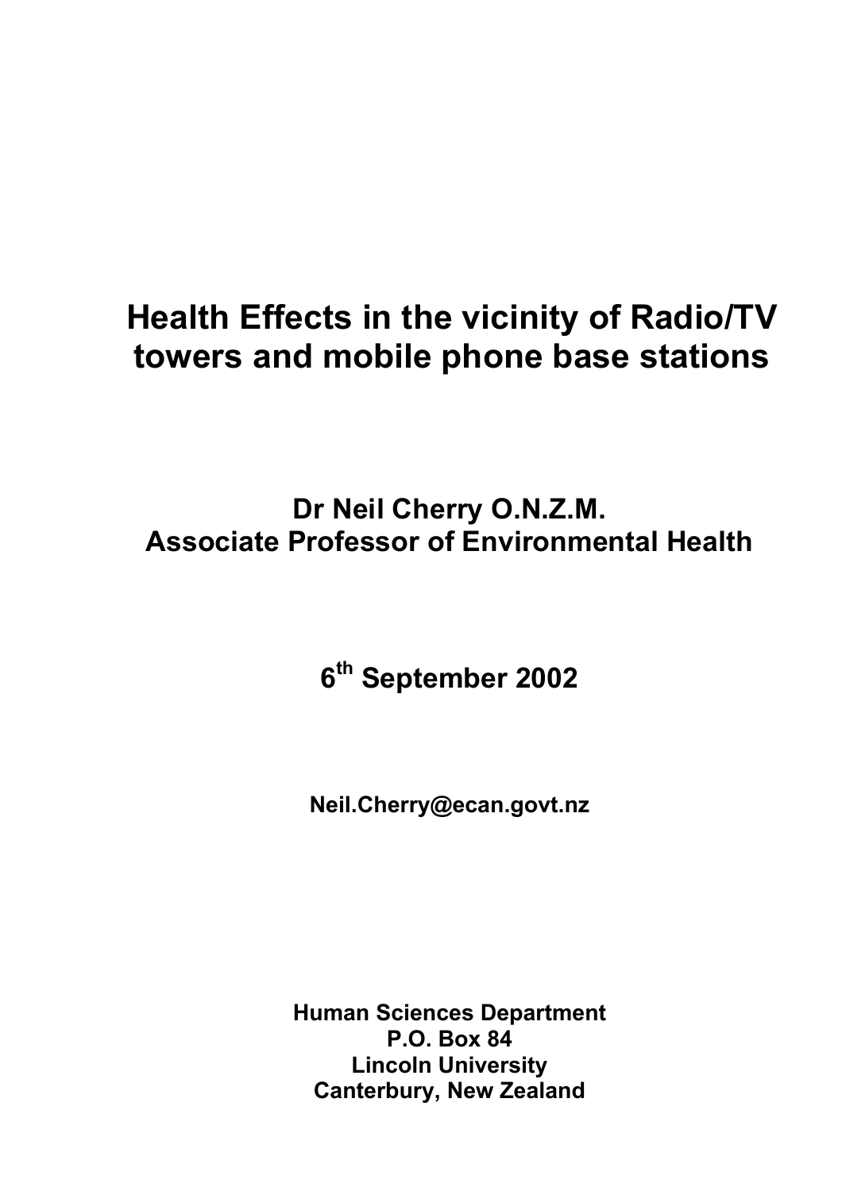# Health Effects in the vicinity of Radio/TV towers and mobile phone base stations

**Dr Neil Cherry O.N.Z.M.**
**Associate Professor of Environmental Health**

**6th September 2002**

**Neil.Cherry@ecan.govt.nz**

**Human Sciences Department**
**P.O. Box 84**
**Lincoln University**
**Canterbury, New Zealand**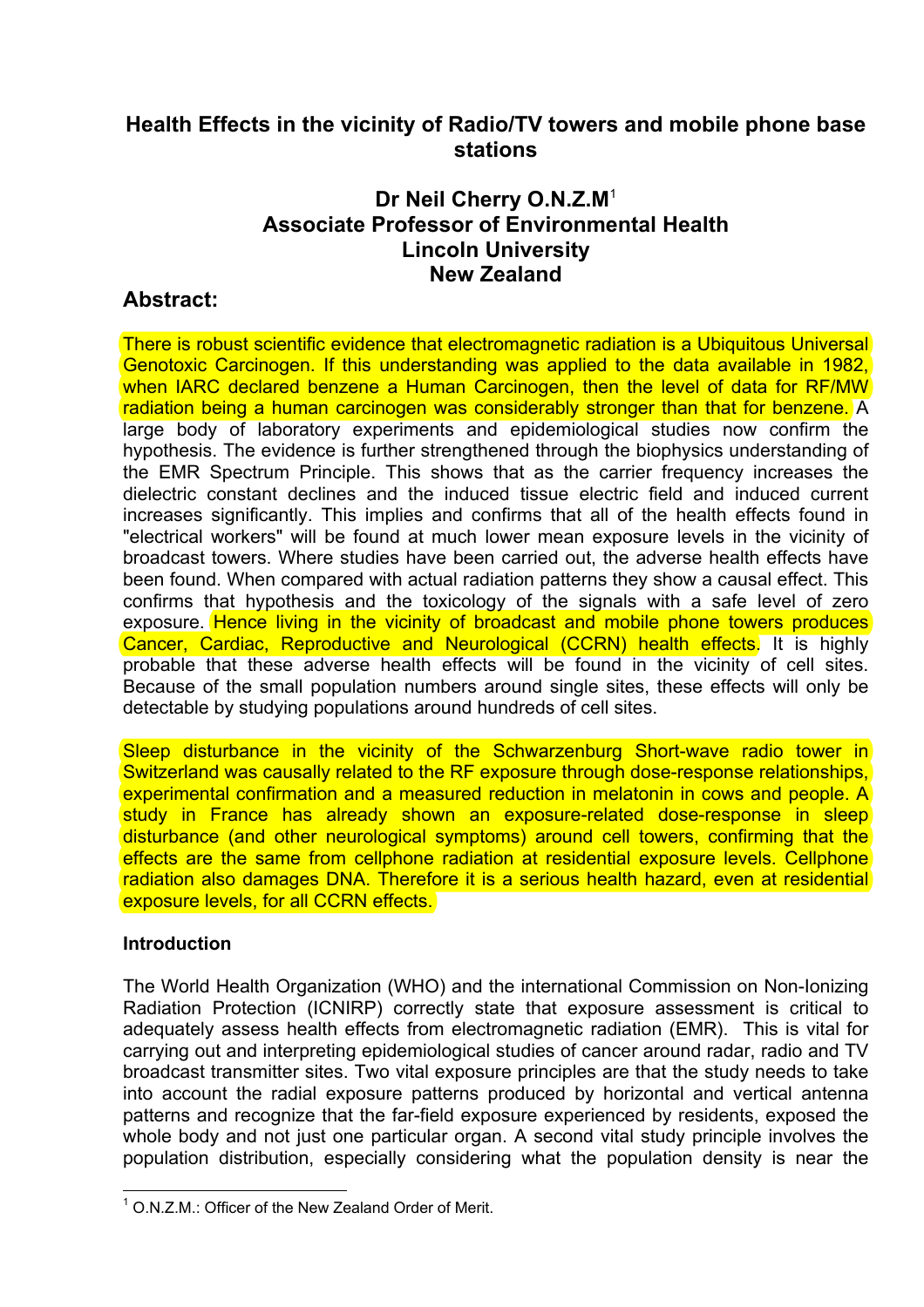# Health Effects in the vicinity of Radio/TV towers and mobile phone base stations

## Dr Neil Cherry O.N.Z.M[1]
## Associate Professor of Environmental Health
## Lincoln University
## New Zealand

## Abstract:

There is robust scientific evidence that electromagnetic radiation is a Ubiquitous Universal Genotoxic Carcinogen. If this understanding was applied to the data available in 1982, when IARC declared benzene a Human Carcinogen, then the level of data for RF/MW radiation being a human carcinogen was considerably stronger than that for benzene. A large body of laboratory experiments and epidemiological studies now confirm the hypothesis. The evidence is further strengthened through the biophysics understanding of the EMR Spectrum Principle. This shows that as the carrier frequency increases the dielectric constant declines and the induced tissue electric field and induced current increases significantly. This implies and confirms that all of the health effects found in "electrical workers" will be found at much lower mean exposure levels in the vicinity of broadcast towers. Where studies have been carried out, the adverse health effects have been found. When compared with actual radiation patterns they show a causal effect. This confirms that hypothesis and the toxicology of the signals with a safe level of zero exposure. Hence living in the vicinity of broadcast and mobile phone towers produces Cancer, Cardiac, Reproductive and Neurological (CCRN) health effects. It is highly probable that these adverse health effects will be found in the vicinity of cell sites. Because of the small population numbers around single sites, these effects will only be detectable by studying populations around hundreds of cell sites.

Sleep disturbance in the vicinity of the Schwarzenburg Short-wave radio tower in Switzerland was causally related to the RF exposure through dose-response relationships, experimental confirmation and a measured reduction in melatonin in cows and people. A study in France has already shown an exposure-related dose-response in sleep disturbance (and other neurological symptoms) around cell towers, confirming that the effects are the same from cellphone radiation at residential exposure levels. Cellphone radiation also damages DNA. Therefore it is a serious health hazard, even at residential exposure levels, for all CCRN effects.

### Introduction

The World Health Organization (WHO) and the international Commission on Non-Ionizing Radiation Protection (ICNIRP) correctly state that exposure assessment is critical to adequately assess health effects from electromagnetic radiation (EMR). This is vital for carrying out and interpreting epidemiological studies of cancer around radar, radio and TV broadcast transmitter sites. Two vital exposure principles are that the study needs to take into account the radial exposure patterns produced by horizontal and vertical antenna patterns and recognize that the far-field exposure experienced by residents, exposed the whole body and not just one particular organ. A second vital study principle involves the population distribution, especially considering what the population density is near the

[1] O.N.Z.M.: Officer of the New Zealand Order of Merit.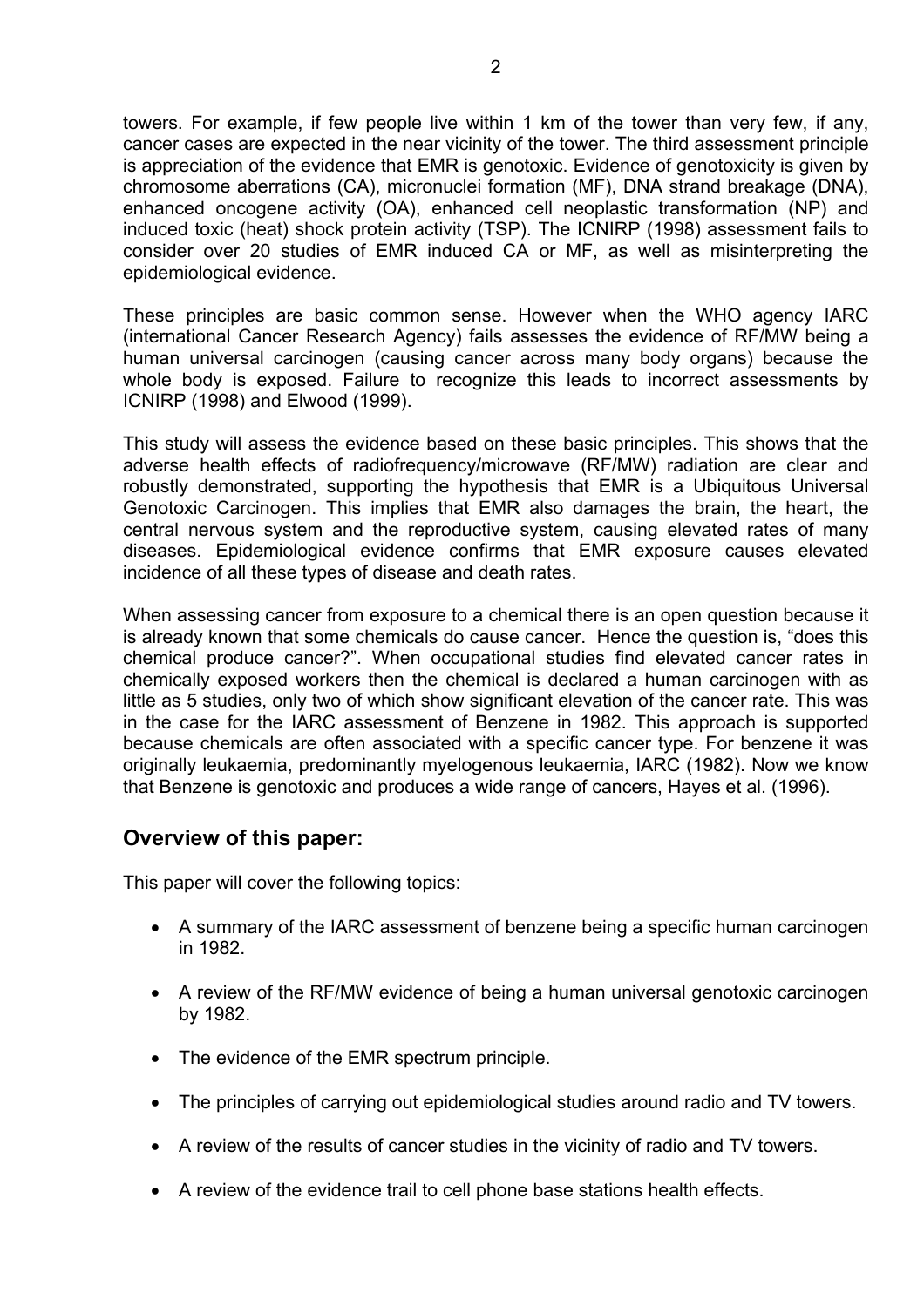towers. For example, if few people live within 1 km of the tower than very few, if any, cancer cases are expected in the near vicinity of the tower. The third assessment principle is appreciation of the evidence that EMR is genotoxic. Evidence of genotoxicity is given by chromosome aberrations (CA), micronuclei formation (MF), DNA strand breakage (DNA), enhanced oncogene activity (OA), enhanced cell neoplastic transformation (NP) and induced toxic (heat) shock protein activity (TSP). The ICNIRP (1998) assessment fails to consider over 20 studies of EMR induced CA or MF, as well as misinterpreting the epidemiological evidence.

These principles are basic common sense. However when the WHO agency IARC (international Cancer Research Agency) fails assesses the evidence of RF/MW being a human universal carcinogen (causing cancer across many body organs) because the whole body is exposed. Failure to recognize this leads to incorrect assessments by ICNIRP (1998) and Elwood (1999).

This study will assess the evidence based on these basic principles. This shows that the adverse health effects of radiofrequency/microwave (RF/MW) radiation are clear and robustly demonstrated, supporting the hypothesis that EMR is a Ubiquitous Universal Genotoxic Carcinogen. This implies that EMR also damages the brain, the heart, the central nervous system and the reproductive system, causing elevated rates of many diseases. Epidemiological evidence confirms that EMR exposure causes elevated incidence of all these types of disease and death rates.

When assessing cancer from exposure to a chemical there is an open question because it is already known that some chemicals do cause cancer. Hence the question is, "does this chemical produce cancer?". When occupational studies find elevated cancer rates in chemically exposed workers then the chemical is declared a human carcinogen with as little as 5 studies, only two of which show significant elevation of the cancer rate. This was in the case for the IARC assessment of Benzene in 1982. This approach is supported because chemicals are often associated with a specific cancer type. For benzene it was originally leukaemia, predominantly myelogenous leukaemia, IARC (1982). Now we know that Benzene is genotoxic and produces a wide range of cancers, Hayes et al. (1996).

## Overview of this paper:

This paper will cover the following topics:

- A summary of the IARC assessment of benzene being a specific human carcinogen in 1982.
- A review of the RF/MW evidence of being a human universal genotoxic carcinogen by 1982.
- The evidence of the EMR spectrum principle.
- The principles of carrying out epidemiological studies around radio and TV towers.
- A review of the results of cancer studies in the vicinity of radio and TV towers.
- A review of the evidence trail to cell phone base stations health effects.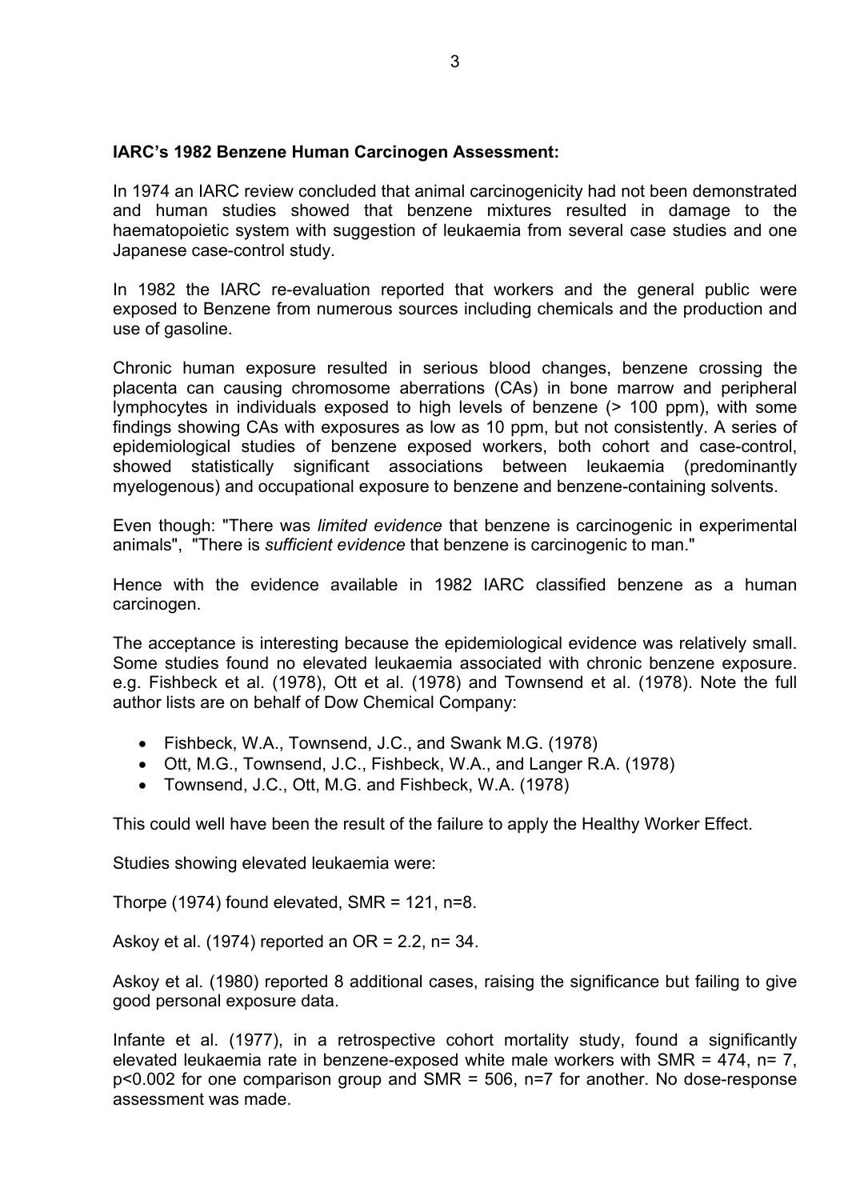**IARC's 1982 Benzene Human Carcinogen Assessment:**

In 1974 an IARC review concluded that animal carcinogenicity had not been demonstrated and human studies showed that benzene mixtures resulted in damage to the haematopoietic system with suggestion of leukaemia from several case studies and one Japanese case-control study.

In 1982 the IARC re-evaluation reported that workers and the general public were exposed to Benzene from numerous sources including chemicals and the production and use of gasoline.

Chronic human exposure resulted in serious blood changes, benzene crossing the placenta can causing chromosome aberrations (CAs) in bone marrow and peripheral lymphocytes in individuals exposed to high levels of benzene (> 100 ppm), with some findings showing CAs with exposures as low as 10 ppm, but not consistently. A series of epidemiological studies of benzene exposed workers, both cohort and case-control, showed statistically significant associations between leukaemia (predominantly myelogenous) and occupational exposure to benzene and benzene-containing solvents.

Even though: "There was *limited evidence* that benzene is carcinogenic in experimental animals", "There is *sufficient evidence* that benzene is carcinogenic to man."

Hence with the evidence available in 1982 IARC classified benzene as a human carcinogen.

The acceptance is interesting because the epidemiological evidence was relatively small. Some studies found no elevated leukaemia associated with chronic benzene exposure. e.g. Fishbeck et al. (1978), Ott et al. (1978) and Townsend et al. (1978). Note the full author lists are on behalf of Dow Chemical Company:

- Fishbeck, W.A., Townsend, J.C., and Swank M.G. (1978)
- Ott, M.G., Townsend, J.C., Fishbeck, W.A., and Langer R.A. (1978)
- Townsend, J.C., Ott, M.G. and Fishbeck, W.A. (1978)

This could well have been the result of the failure to apply the Healthy Worker Effect.

Studies showing elevated leukaemia were:

Thorpe (1974) found elevated, SMR = 121, n=8.

Askoy et al. (1974) reported an OR = 2.2, n= 34.

Askoy et al. (1980) reported 8 additional cases, raising the significance but failing to give good personal exposure data.

Infante et al. (1977), in a retrospective cohort mortality study, found a significantly elevated leukaemia rate in benzene-exposed white male workers with SMR = 474, n= 7, $p<0.002$ for one comparison group and SMR = 506, n=7 for another. No dose-response assessment was made.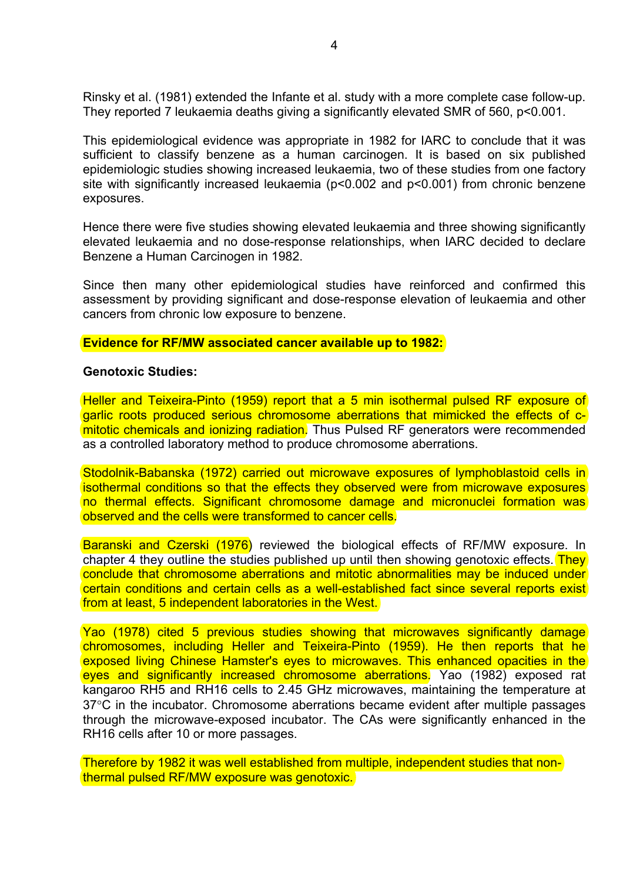Rinsky et al. (1981) extended the Infante et al. study with a more complete case follow-up. They reported 7 leukaemia deaths giving a significantly elevated SMR of 560, $p<0.001$.

This epidemiological evidence was appropriate in 1982 for IARC to conclude that it was sufficient to classify benzene as a human carcinogen. It is based on six published epidemiologic studies showing increased leukaemia, two of these studies from one factory site with significantly increased leukaemia ($p<0.002$ and $p<0.001$) from chronic benzene exposures.

Hence there were five studies showing elevated leukaemia and three showing significantly elevated leukaemia and no dose-response relationships, when IARC decided to declare Benzene a Human Carcinogen in 1982.

Since then many other epidemiological studies have reinforced and confirmed this assessment by providing significant and dose-response elevation of leukaemia and other cancers from chronic low exposure to benzene.

**Evidence for RF/MW associated cancer available up to 1982:**

**Genotoxic Studies:**

Heller and Teixeira-Pinto (1959) report that a 5 min isothermal pulsed RF exposure of garlic roots produced serious chromosome aberrations that mimicked the effects of c-mitotic chemicals and ionizing radiation. Thus Pulsed RF generators were recommended as a controlled laboratory method to produce chromosome aberrations.

Stodolnik-Babanska (1972) carried out microwave exposures of lymphoblastoid cells in isothermal conditions so that the effects they observed were from microwave exposures no thermal effects. Significant chromosome damage and micronuclei formation was observed and the cells were transformed to cancer cells.

Baranski and Czerski (1976) reviewed the biological effects of RF/MW exposure. In chapter 4 they outline the studies published up until then showing genotoxic effects. They conclude that chromosome aberrations and mitotic abnormalities may be induced under certain conditions and certain cells as a well-established fact since several reports exist from at least, 5 independent laboratories in the West.

Yao (1978) cited 5 previous studies showing that microwaves significantly damage chromosomes, including Heller and Teixeira-Pinto (1959). He then reports that he exposed living Chinese Hamster's eyes to microwaves. This enhanced opacities in the eyes and significantly increased chromosome aberrations. Yao (1982) exposed rat kangaroo RH5 and RH16 cells to 2.45 GHz microwaves, maintaining the temperature at 37°C in the incubator. Chromosome aberrations became evident after multiple passages through the microwave-exposed incubator. The CAs were significantly enhanced in the RH16 cells after 10 or more passages.

Therefore by 1982 it was well established from multiple, independent studies that non-thermal pulsed RF/MW exposure was genotoxic.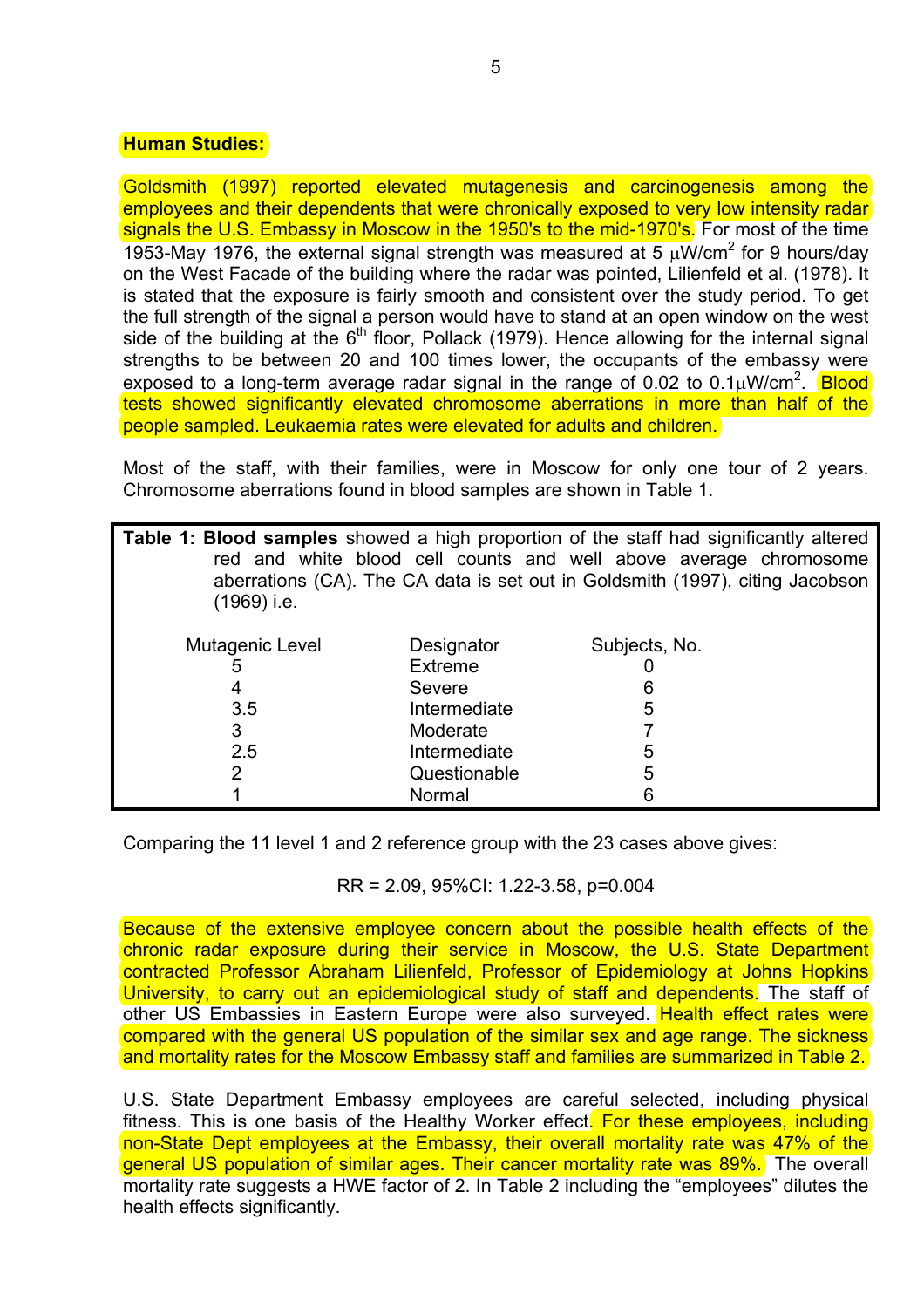**Human Studies:**

Goldsmith (1997) reported elevated mutagenesis and carcinogenesis among the employees and their dependents that were chronically exposed to very low intensity radar signals the U.S. Embassy in Moscow in the 1950's to the mid-1970's. For most of the time 1953-May 1976, the external signal strength was measured at 5 $\mu W/cm^2$ for 9 hours/day on the West Facade of the building where the radar was pointed, Lilienfeld et al. (1978). It is stated that the exposure is fairly smooth and consistent over the study period. To get the full strength of the signal a person would have to stand at an open window on the west side of the building at the 6th floor, Pollack (1979). Hence allowing for the internal signal strengths to be between 20 and 100 times lower, the occupants of the embassy were exposed to a long-term average radar signal in the range of 0.02 to 0.1$\mu W/cm^2$. Blood tests showed significantly elevated chromosome aberrations in more than half of the people sampled. Leukaemia rates were elevated for adults and children.

Most of the staff, with their families, were in Moscow for only one tour of 2 years. Chromosome aberrations found in blood samples are shown in Table 1.

**Table 1: Blood samples** showed a high proportion of the staff had significantly altered red and white blood cell counts and well above average chromosome aberrations (CA). The CA data is set out in Goldsmith (1997), citing Jacobson (1969) i.e.

| Mutagenic Level | Designator | Subjects, No. |
|---|---|---|
| 5 | Extreme | 0 |
| 4 | Severe | 6 |
| 3.5 | Intermediate | 5 |
| 3 | Moderate | 7 |
| 2.5 | Intermediate | 5 |
| 2 | Questionable | 5 |
| 1 | Normal | 6 |

Comparing the 11 level 1 and 2 reference group with the 23 cases above gives:

$$RR = 2.09,\ 95\%CI: 1.22\text{-}3.58,\ p=0.004$$

Because of the extensive employee concern about the possible health effects of the chronic radar exposure during their service in Moscow, the U.S. State Department contracted Professor Abraham Lilienfeld, Professor of Epidemiology at Johns Hopkins University, to carry out an epidemiological study of staff and dependents. The staff of other US Embassies in Eastern Europe were also surveyed. Health effect rates were compared with the general US population of the similar sex and age range. The sickness and mortality rates for the Moscow Embassy staff and families are summarized in Table 2.

U.S. State Department Embassy employees are careful selected, including physical fitness. This is one basis of the Healthy Worker effect. For these employees, including non-State Dept employees at the Embassy, their overall mortality rate was 47% of the general US population of similar ages. Their cancer mortality rate was 89%. The overall mortality rate suggests a HWE factor of 2. In Table 2 including the "employees" dilutes the health effects significantly.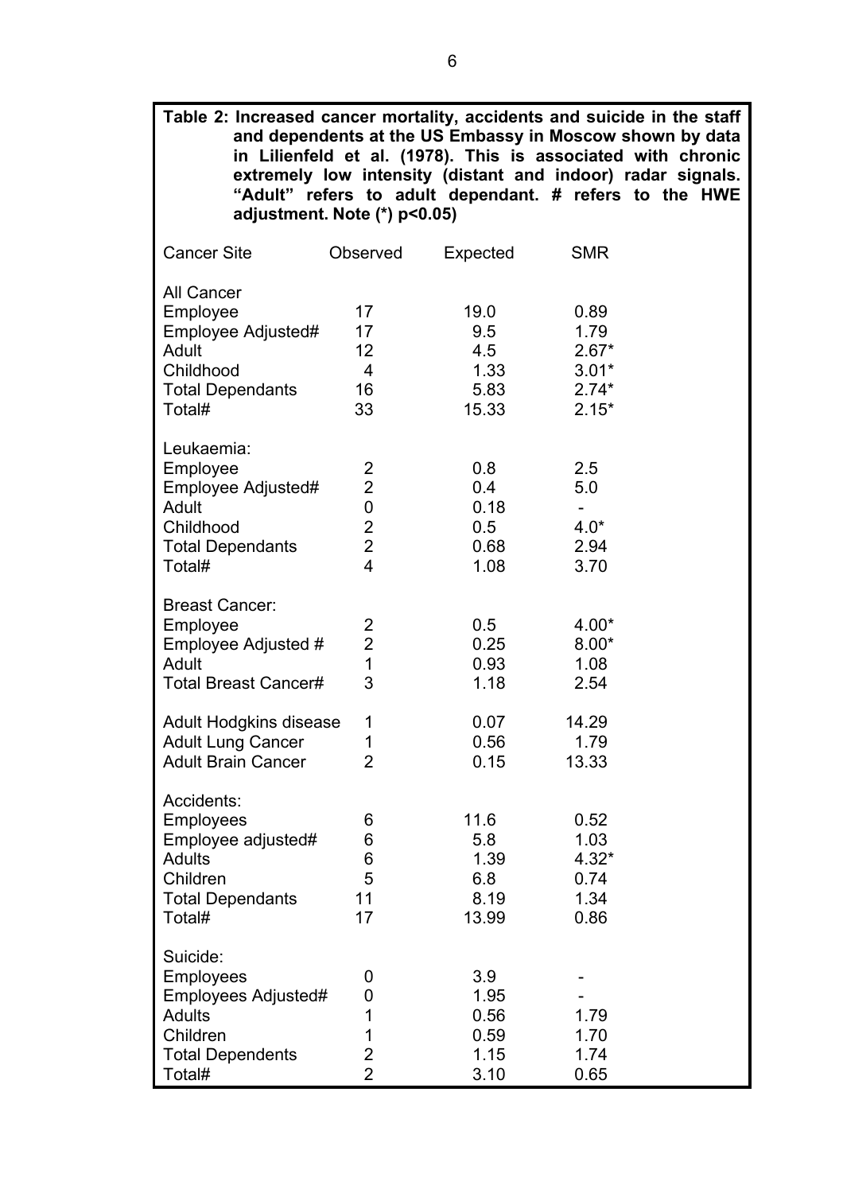**Table 2: Increased cancer mortality, accidents and suicide in the staff and dependents at the US Embassy in Moscow shown by data in Lilienfeld et al. (1978). This is associated with chronic extremely low intensity (distant and indoor) radar signals. "Adult" refers to adult dependant. # refers to the HWE adjustment. Note (*) p<0.05)**

| Cancer Site | Observed | Expected | SMR |
|---|---|---|---|
| **All Cancer** | | | |
| Employee | 17 | 19.0 | 0.89 |
| Employee Adjusted# | 17 | 9.5 | 1.79 |
| Adult | 12 | 4.5 | 2.67* |
| Childhood | 4 | 1.33 | 3.01* |
| Total Dependants | 16 | 5.83 | 2.74* |
| Total# | 33 | 15.33 | 2.15* |
| **Leukaemia:** | | | |
| Employee | 2 | 0.8 | 2.5 |
| Employee Adjusted# | 2 | 0.4 | 5.0 |
| Adult | 0 | 0.18 | - |
| Childhood | 2 | 0.5 | 4.0* |
| Total Dependants | 2 | 0.68 | 2.94 |
| Total# | 4 | 1.08 | 3.70 |
| **Breast Cancer:** | | | |
| Employee | 2 | 0.5 | 4.00* |
| Employee Adjusted # | 2 | 0.25 | 8.00* |
| Adult | 1 | 0.93 | 1.08 |
| Total Breast Cancer# | 3 | 1.18 | 2.54 |
| Adult Hodgkins disease | 1 | 0.07 | 14.29 |
| Adult Lung Cancer | 1 | 0.56 | 1.79 |
| Adult Brain Cancer | 2 | 0.15 | 13.33 |
| **Accidents:** | | | |
| Employees | 6 | 11.6 | 0.52 |
| Employee adjusted# | 6 | 5.8 | 1.03 |
| Adults | 6 | 1.39 | 4.32* |
| Children | 5 | 6.8 | 0.74 |
| Total Dependants | 11 | 8.19 | 1.34 |
| Total# | 17 | 13.99 | 0.86 |
| **Suicide:** | | | |
| Employees | 0 | 3.9 | - |
| Employees Adjusted# | 0 | 1.95 | - |
| Adults | 1 | 0.56 | 1.79 |
| Children | 1 | 0.59 | 1.70 |
| Total Dependents | 2 | 1.15 | 1.74 |
| Total# | 2 | 3.10 | 0.65 |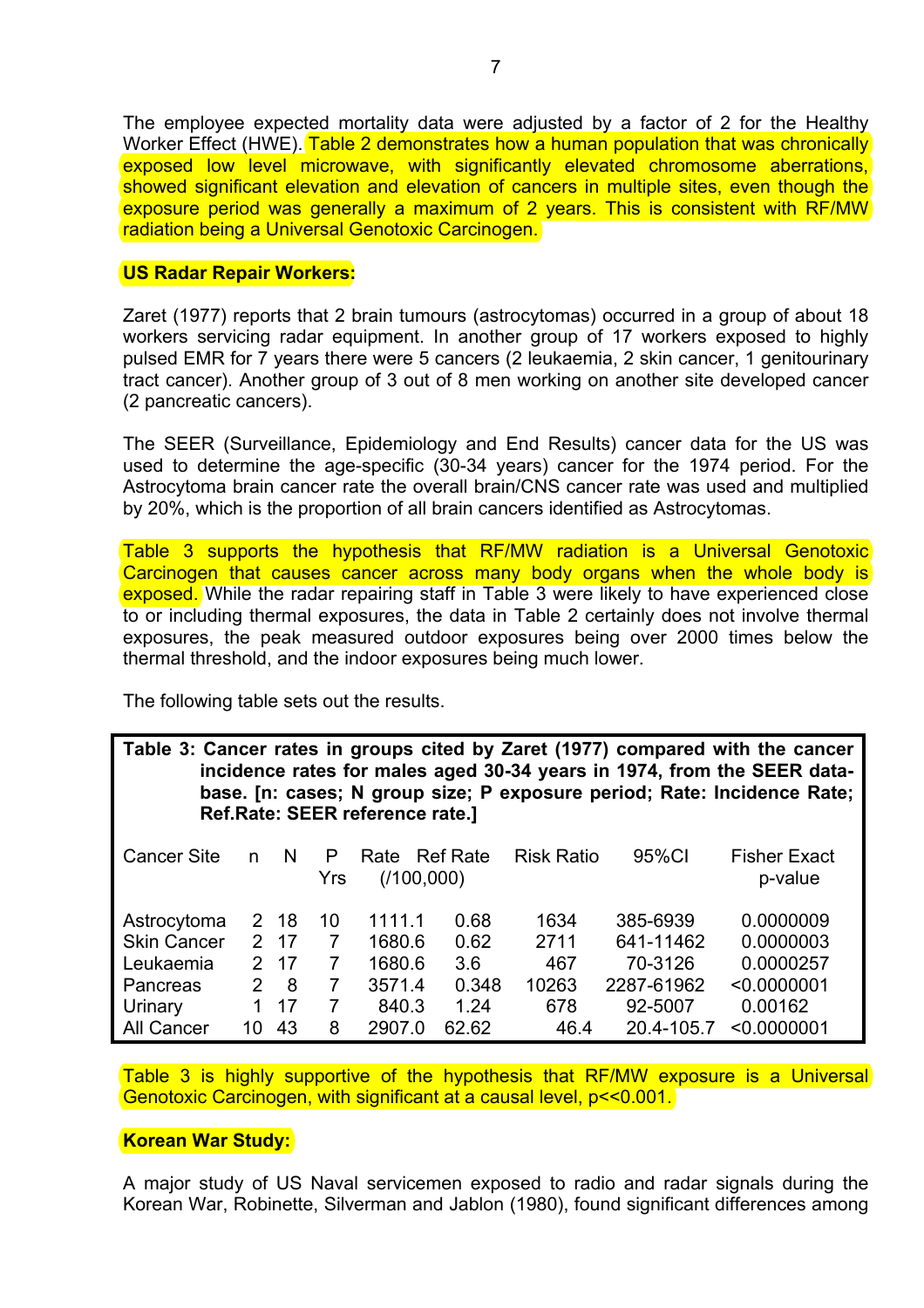The employee expected mortality data were adjusted by a factor of 2 for the Healthy Worker Effect (HWE). Table 2 demonstrates how a human population that was chronically exposed low level microwave, with significantly elevated chromosome aberrations, showed significant elevation and elevation of cancers in multiple sites, even though the exposure period was generally a maximum of 2 years. This is consistent with RF/MW radiation being a Universal Genotoxic Carcinogen.

**US Radar Repair Workers:**

Zaret (1977) reports that 2 brain tumours (astrocytomas) occurred in a group of about 18 workers servicing radar equipment. In another group of 17 workers exposed to highly pulsed EMR for 7 years there were 5 cancers (2 leukaemia, 2 skin cancer, 1 genitourinary tract cancer). Another group of 3 out of 8 men working on another site developed cancer (2 pancreatic cancers).

The SEER (Surveillance, Epidemiology and End Results) cancer data for the US was used to determine the age-specific (30-34 years) cancer for the 1974 period. For the Astrocytoma brain cancer rate the overall brain/CNS cancer rate was used and multiplied by 20%, which is the proportion of all brain cancers identified as Astrocytomas.

Table 3 supports the hypothesis that RF/MW radiation is a Universal Genotoxic Carcinogen that causes cancer across many body organs when the whole body is exposed. While the radar repairing staff in Table 3 were likely to have experienced close to or including thermal exposures, the data in Table 2 certainly does not involve thermal exposures, the peak measured outdoor exposures being over 2000 times below the thermal threshold, and the indoor exposures being much lower.

The following table sets out the results.

**Table 3: Cancer rates in groups cited by Zaret (1977) compared with the cancer incidence rates for males aged 30-34 years in 1974, from the SEER database. [n: cases; N group size; P exposure period; Rate: Incidence Rate; Ref.Rate: SEER reference rate.]**

| Cancer Site | n | N | P Yrs | Rate (/100,000) | Ref Rate (/100,000) | Risk Ratio | 95%CI | Fisher Exact p-value |
|---|---|---|---|---|---|---|---|---|
| Astrocytoma | 2 | 18 | 10 | 1111.1 | 0.68 | 1634 | 385-6939 | 0.0000009 |
| Skin Cancer | 2 | 17 | 7 | 1680.6 | 0.62 | 2711 | 641-11462 | 0.0000003 |
| Leukaemia | 2 | 17 | 7 | 1680.6 | 3.6 | 467 | 70-3126 | 0.0000257 |
| Pancreas | 2 | 8 | 7 | 3571.4 | 0.348 | 10263 | 2287-61962 | <0.0000001 |
| Urinary | 1 | 17 | 7 | 840.3 | 1.24 | 678 | 92-5007 | 0.00162 |
| All Cancer | 10 | 43 | 8 | 2907.0 | 62.62 | 46.4 | 20.4-105.7 | <0.0000001 |

Table 3 is highly supportive of the hypothesis that RF/MW exposure is a Universal Genotoxic Carcinogen, with significant at a causal level, $p<<0.001$.

**Korean War Study:**

A major study of US Naval servicemen exposed to radio and radar signals during the Korean War, Robinette, Silverman and Jablon (1980), found significant differences among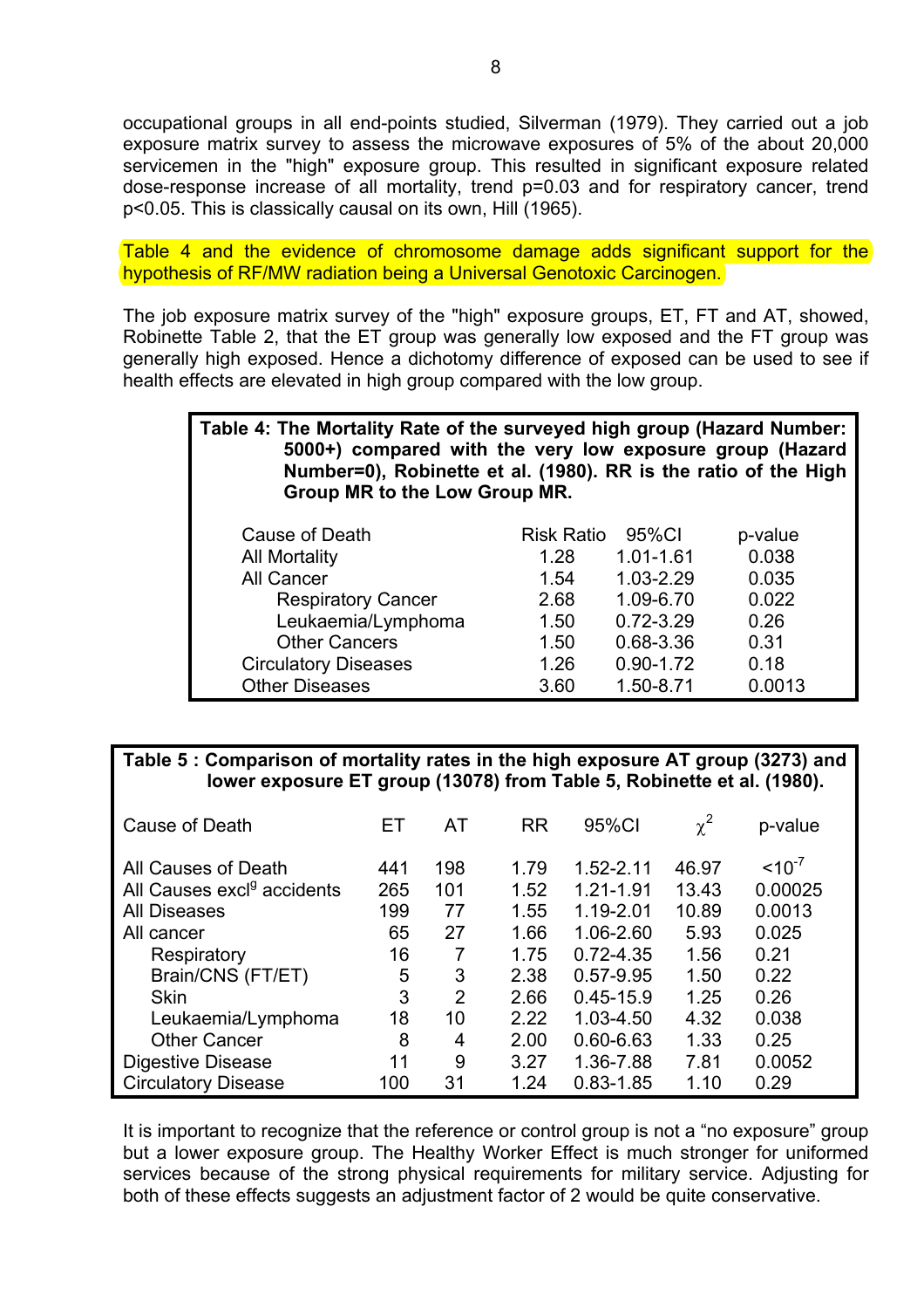occupational groups in all end-points studied, Silverman (1979). They carried out a job exposure matrix survey to assess the microwave exposures of 5% of the about 20,000 servicemen in the "high" exposure group. This resulted in significant exposure related dose-response increase of all mortality, trend p=0.03 and for respiratory cancer, trend p<0.05. This is classically causal on its own, Hill (1965).

Table 4 and the evidence of chromosome damage adds significant support for the hypothesis of RF/MW radiation being a Universal Genotoxic Carcinogen.

The job exposure matrix survey of the "high" exposure groups, ET, FT and AT, showed, Robinette Table 2, that the ET group was generally low exposed and the FT group was generally high exposed. Hence a dichotomy difference of exposed can be used to see if health effects are elevated in high group compared with the low group.

**Table 4: The Mortality Rate of the surveyed high group (Hazard Number: 5000+) compared with the very low exposure group (Hazard Number=0), Robinette et al. (1980). RR is the ratio of the High Group MR to the Low Group MR.**

| Cause of Death | Risk Ratio | 95%CI | p-value |
|---|---|---|---|
| All Mortality | 1.28 | 1.01-1.61 | 0.038 |
| All Cancer | 1.54 | 1.03-2.29 | 0.035 |
| Respiratory Cancer | 2.68 | 1.09-6.70 | 0.022 |
| Leukaemia/Lymphoma | 1.50 | 0.72-3.29 | 0.26 |
| Other Cancers | 1.50 | 0.68-3.36 | 0.31 |
| Circulatory Diseases | 1.26 | 0.90-1.72 | 0.18 |
| Other Diseases | 3.60 | 1.50-8.71 | 0.0013 |

**Table 5 : Comparison of mortality rates in the high exposure AT group (3273) and lower exposure ET group (13078) from Table 5, Robinette et al. (1980).**

| Cause of Death | ET | AT | RR | 95%CI | $\chi^2$ | p-value |
|---|---|---|---|---|---|---|
| All Causes of Death | 441 | 198 | 1.79 | 1.52-2.11 | 46.97 | $<10^{-7}$ |
| All Causes excl[9] accidents | 265 | 101 | 1.52 | 1.21-1.91 | 13.43 | 0.00025 |
| All Diseases | 199 | 77 | 1.55 | 1.19-2.01 | 10.89 | 0.0013 |
| All cancer | 65 | 27 | 1.66 | 1.06-2.60 | 5.93 | 0.025 |
| Respiratory | 16 | 7 | 1.75 | 0.72-4.35 | 1.56 | 0.21 |
| Brain/CNS (FT/ET) | 5 | 3 | 2.38 | 0.57-9.95 | 1.50 | 0.22 |
| Skin | 3 | 2 | 2.66 | 0.45-15.9 | 1.25 | 0.26 |
| Leukaemia/Lymphoma | 18 | 10 | 2.22 | 1.03-4.50 | 4.32 | 0.038 |
| Other Cancer | 8 | 4 | 2.00 | 0.60-6.63 | 1.33 | 0.25 |
| Digestive Disease | 11 | 9 | 3.27 | 1.36-7.88 | 7.81 | 0.0052 |
| Circulatory Disease | 100 | 31 | 1.24 | 0.83-1.85 | 1.10 | 0.29 |

It is important to recognize that the reference or control group is not a "no exposure" group but a lower exposure group. The Healthy Worker Effect is much stronger for uniformed services because of the strong physical requirements for military service. Adjusting for both of these effects suggests an adjustment factor of 2 would be quite conservative.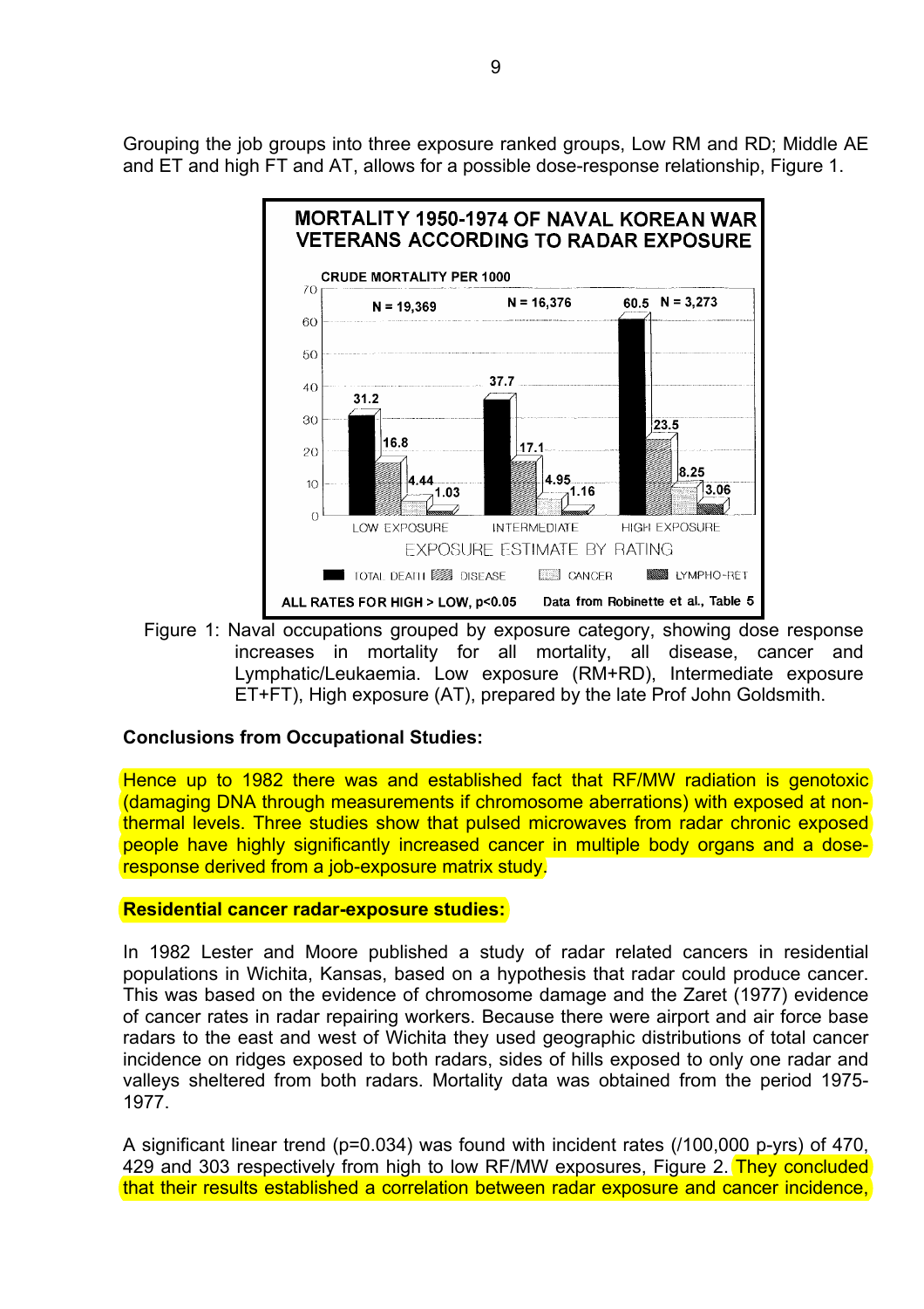Grouping the job groups into three exposure ranked groups, Low RM and RD; Middle AE and ET and high FT and AT, allows for a possible dose-response relationship, Figure 1.

Figure 1: Naval occupations grouped by exposure category, showing dose response increases in mortality for all mortality, all disease, cancer and Lymphatic/Leukaemia. Low exposure (RM+RD), Intermediate exposure ET+FT), High exposure (AT), prepared by the late Prof John Goldsmith.

**Conclusions from Occupational Studies:**

Hence up to 1982 there was and established fact that RF/MW radiation is genotoxic (damaging DNA through measurements if chromosome aberrations) with exposed at non-thermal levels. Three studies show that pulsed microwaves from radar chronic exposed people have highly significantly increased cancer in multiple body organs and a dose-response derived from a job-exposure matrix study.

**Residential cancer radar-exposure studies:**

In 1982 Lester and Moore published a study of radar related cancers in residential populations in Wichita, Kansas, based on a hypothesis that radar could produce cancer. This was based on the evidence of chromosome damage and the Zaret (1977) evidence of cancer rates in radar repairing workers. Because there were airport and air force base radars to the east and west of Wichita they used geographic distributions of total cancer incidence on ridges exposed to both radars, sides of hills exposed to only one radar and valleys sheltered from both radars. Mortality data was obtained from the period 1975-1977.

A significant linear trend ($p=0.034$) was found with incident rates (/100,000 p-yrs) of 470, 429 and 303 respectively from high to low RF/MW exposures, Figure 2. They concluded that their results established a correlation between radar exposure and cancer incidence,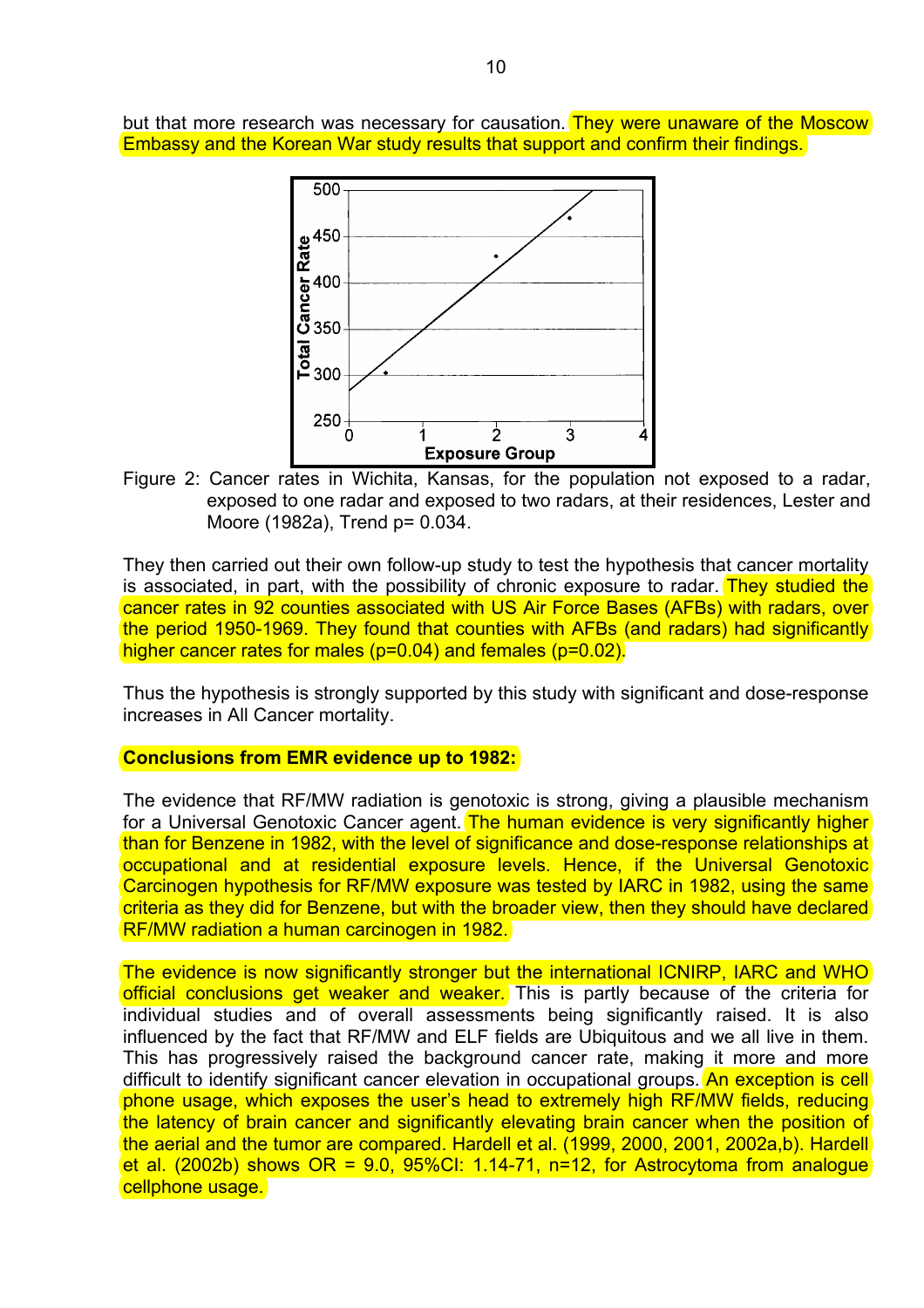but that more research was necessary for causation. They were unaware of the Moscow Embassy and the Korean War study results that support and confirm their findings.

Figure 2: Cancer rates in Wichita, Kansas, for the population not exposed to a radar, exposed to one radar and exposed to two radars, at their residences, Lester and Moore (1982a), Trend p= 0.034.

They then carried out their own follow-up study to test the hypothesis that cancer mortality is associated, in part, with the possibility of chronic exposure to radar. They studied the cancer rates in 92 counties associated with US Air Force Bases (AFBs) with radars, over the period 1950-1969. They found that counties with AFBs (and radars) had significantly higher cancer rates for males (p=0.04) and females (p=0.02).

Thus the hypothesis is strongly supported by this study with significant and dose-response increases in All Cancer mortality.

**Conclusions from EMR evidence up to 1982:**

The evidence that RF/MW radiation is genotoxic is strong, giving a plausible mechanism for a Universal Genotoxic Cancer agent. The human evidence is very significantly higher than for Benzene in 1982, with the level of significance and dose-response relationships at occupational and at residential exposure levels. Hence, if the Universal Genotoxic Carcinogen hypothesis for RF/MW exposure was tested by IARC in 1982, using the same criteria as they did for Benzene, but with the broader view, then they should have declared RF/MW radiation a human carcinogen in 1982.

The evidence is now significantly stronger but the international ICNIRP, IARC and WHO official conclusions get weaker and weaker. This is partly because of the criteria for individual studies and of overall assessments being significantly raised. It is also influenced by the fact that RF/MW and ELF fields are Ubiquitous and we all live in them. This has progressively raised the background cancer rate, making it more and more difficult to identify significant cancer elevation in occupational groups. An exception is cell phone usage, which exposes the user's head to extremely high RF/MW fields, reducing the latency of brain cancer and significantly elevating brain cancer when the position of the aerial and the tumor are compared. Hardell et al. (1999, 2000, 2001, 2002a,b). Hardell et al. (2002b) shows OR = 9.0, 95%CI: 1.14-71, n=12, for Astrocytoma from analogue cellphone usage.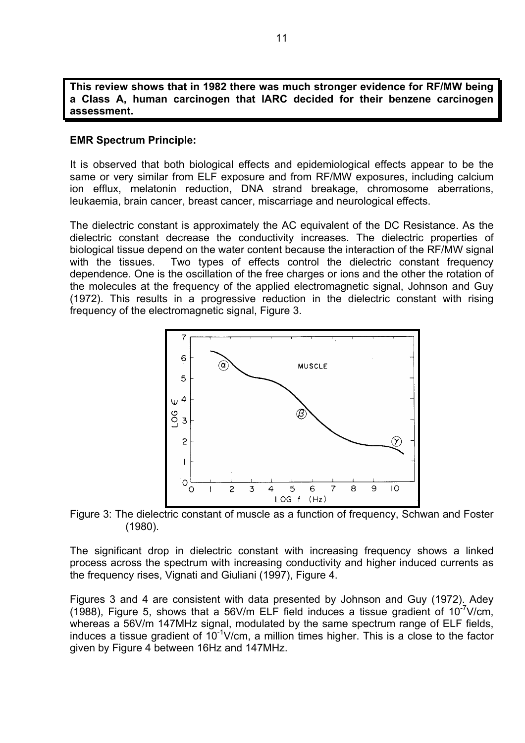**This review shows that in 1982 there was much stronger evidence for RF/MW being a Class A, human carcinogen that IARC decided for their benzene carcinogen assessment.**

**EMR Spectrum Principle:**

It is observed that both biological effects and epidemiological effects appear to be the same or very similar from ELF exposure and from RF/MW exposures, including calcium ion efflux, melatonin reduction, DNA strand breakage, chromosome aberrations, leukaemia, brain cancer, breast cancer, miscarriage and neurological effects.

The dielectric constant is approximately the AC equivalent of the DC Resistance. As the dielectric constant decrease the conductivity increases. The dielectric properties of biological tissue depend on the water content because the interaction of the RF/MW signal with the tissues. Two types of effects control the dielectric constant frequency dependence. One is the oscillation of the free charges or ions and the other the rotation of the molecules at the frequency of the applied electromagnetic signal, Johnson and Guy (1972). This results in a progressive reduction in the dielectric constant with rising frequency of the electromagnetic signal, Figure 3.

Figure 3: The dielectric constant of muscle as a function of frequency, Schwan and Foster (1980).

The significant drop in dielectric constant with increasing frequency shows a linked process across the spectrum with increasing conductivity and higher induced currents as the frequency rises, Vignati and Giuliani (1997), Figure 4.

Figures 3 and 4 are consistent with data presented by Johnson and Guy (1972). Adey (1988), Figure 5, shows that a 56V/m ELF field induces a tissue gradient of $10^{-7}$V/cm, whereas a 56V/m 147MHz signal, modulated by the same spectrum range of ELF fields, induces a tissue gradient of $10^{-1}$V/cm, a million times higher. This is a close to the factor given by Figure 4 between 16Hz and 147MHz.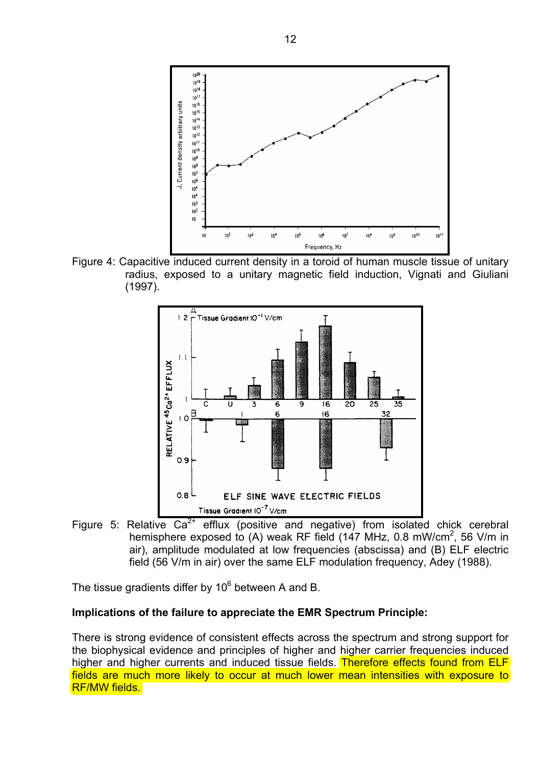Figure 4: Capacitive induced current density in a toroid of human muscle tissue of unitary radius, exposed to a unitary magnetic field induction, Vignati and Giuliani (1997).

Figure 5: Relative $Ca^{2+}$ efflux (positive and negative) from isolated chick cerebral hemisphere exposed to (A) weak RF field (147 MHz, 0.8 mW/cm$^2$, 56 V/m in air), amplitude modulated at low frequencies (abscissa) and (B) ELF electric field (56 V/m in air) over the same ELF modulation frequency, Adey (1988).

The tissue gradients differ by $10^6$ between A and B.

**Implications of the failure to appreciate the EMR Spectrum Principle:**

There is strong evidence of consistent effects across the spectrum and strong support for the biophysical evidence and principles of higher and higher carrier frequencies induced higher and higher currents and induced tissue fields. Therefore effects found from ELF fields are much more likely to occur at much lower mean intensities with exposure to RF/MW fields.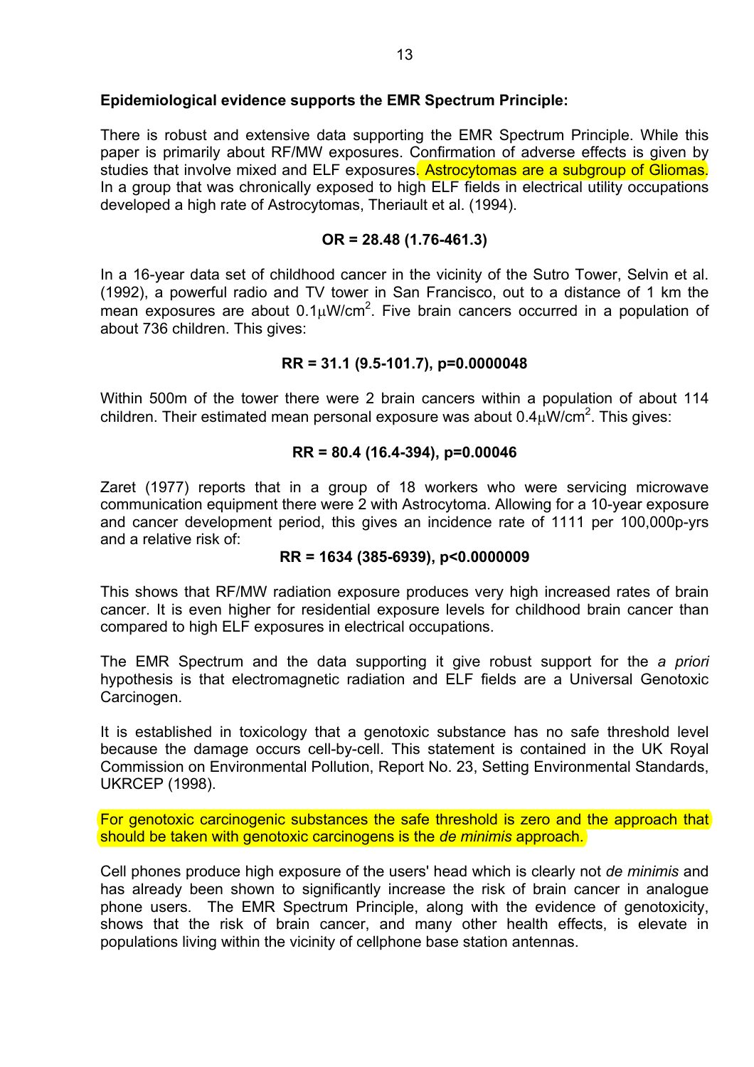**Epidemiological evidence supports the EMR Spectrum Principle:**

There is robust and extensive data supporting the EMR Spectrum Principle. While this paper is primarily about RF/MW exposures. Confirmation of adverse effects is given by studies that involve mixed and ELF exposures. Astrocytomas are a subgroup of Gliomas. In a group that was chronically exposed to high ELF fields in electrical utility occupations developed a high rate of Astrocytomas, Theriault et al. (1994).

**OR = 28.48 (1.76-461.3)**

In a 16-year data set of childhood cancer in the vicinity of the Sutro Tower, Selvin et al. (1992), a powerful radio and TV tower in San Francisco, out to a distance of 1 km the mean exposures are about $0.1\mu W/cm^2$. Five brain cancers occurred in a population of about 736 children. This gives:

**RR = 31.1 (9.5-101.7), p=0.0000048**

Within 500m of the tower there were 2 brain cancers within a population of about 114 children. Their estimated mean personal exposure was about $0.4\mu W/cm^2$. This gives:

**RR = 80.4 (16.4-394), p=0.00046**

Zaret (1977) reports that in a group of 18 workers who were servicing microwave communication equipment there were 2 with Astrocytoma. Allowing for a 10-year exposure and cancer development period, this gives an incidence rate of 1111 per 100,000p-yrs and a relative risk of:

**RR = 1634 (385-6939), p<0.0000009**

This shows that RF/MW radiation exposure produces very high increased rates of brain cancer. It is even higher for residential exposure levels for childhood brain cancer than compared to high ELF exposures in electrical occupations.

The EMR Spectrum and the data supporting it give robust support for the *a priori* hypothesis is that electromagnetic radiation and ELF fields are a Universal Genotoxic Carcinogen.

It is established in toxicology that a genotoxic substance has no safe threshold level because the damage occurs cell-by-cell. This statement is contained in the UK Royal Commission on Environmental Pollution, Report No. 23, Setting Environmental Standards, UKRCEP (1998).

For genotoxic carcinogenic substances the safe threshold is zero and the approach that should be taken with genotoxic carcinogens is the *de minimis* approach.

Cell phones produce high exposure of the users' head which is clearly not *de minimis* and has already been shown to significantly increase the risk of brain cancer in analogue phone users. The EMR Spectrum Principle, along with the evidence of genotoxicity, shows that the risk of brain cancer, and many other health effects, is elevate in populations living within the vicinity of cellphone base station antennas.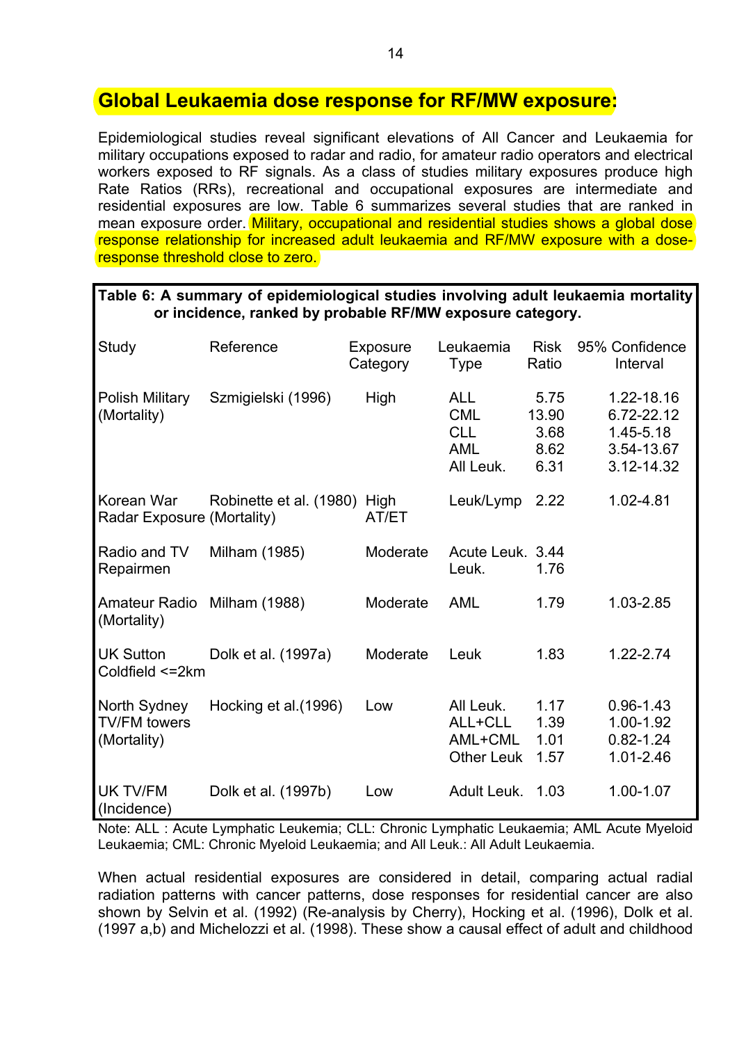## Global Leukaemia dose response for RF/MW exposure:

Epidemiological studies reveal significant elevations of All Cancer and Leukaemia for military occupations exposed to radar and radio, for amateur radio operators and electrical workers exposed to RF signals. As a class of studies military exposures produce high Rate Ratios (RRs), recreational and occupational exposures are intermediate and residential exposures are low. Table 6 summarizes several studies that are ranked in mean exposure order. Military, occupational and residential studies shows a global dose response relationship for increased adult leukaemia and RF/MW exposure with a dose-response threshold close to zero.

**Table 6: A summary of epidemiological studies involving adult leukaemia mortality or incidence, ranked by probable RF/MW exposure category.**

| Study | Reference | Exposure Category | Leukaemia Type | Risk Ratio | 95% Confidence Interval |
|---|---|---|---|---|---|
| Polish Military (Mortality) | Szmigielski (1996) | High | ALL | 5.75 | 1.22-18.16 |
| | | | CML | 13.90 | 6.72-22.12 |
| | | | CLL | 3.68 | 1.45-5.18 |
| | | | AML | 8.62 | 3.54-13.67 |
| | | | All Leuk. | 6.31 | 3.12-14.32 |
| Korean War Radar Exposure | Robinette et al. (1980) (Mortality) | High AT/ET | Leuk/Lymp | 2.22 | 1.02-4.81 |
| Radio and TV Repairmen | Milham (1985) | Moderate | Acute Leuk. | 3.44 | |
| | | | Leuk. | 1.76 | |
| Amateur Radio (Mortality) | Milham (1988) | Moderate | AML | 1.79 | 1.03-2.85 |
| UK Sutton Coldfield <=2km | Dolk et al. (1997a) | Moderate | Leuk | 1.83 | 1.22-2.74 |
| North Sydney TV/FM towers (Mortality) | Hocking et al.(1996) | Low | All Leuk. | 1.17 | 0.96-1.43 |
| | | | ALL+CLL | 1.39 | 1.00-1.92 |
| | | | AML+CML | 1.01 | 0.82-1.24 |
| | | | Other Leuk | 1.57 | 1.01-2.46 |
| UK TV/FM (Incidence) | Dolk et al. (1997b) | Low | Adult Leuk. | 1.03 | 1.00-1.07 |

Note: ALL : Acute Lymphatic Leukemia; CLL: Chronic Lymphatic Leukaemia; AML Acute Myeloid Leukaemia; CML: Chronic Myeloid Leukaemia; and All Leuk.: All Adult Leukaemia.

When actual residential exposures are considered in detail, comparing actual radial radiation patterns with cancer patterns, dose responses for residential cancer are also shown by Selvin et al. (1992) (Re-analysis by Cherry), Hocking et al. (1996), Dolk et al. (1997 a,b) and Michelozzi et al. (1998). These show a causal effect of adult and childhood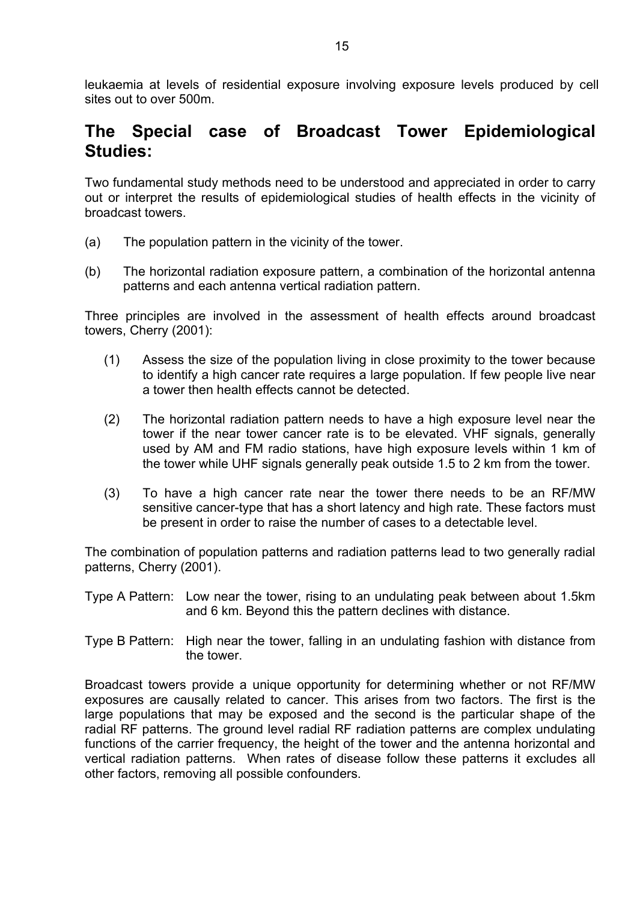leukaemia at levels of residential exposure involving exposure levels produced by cell sites out to over 500m.

## The Special case of Broadcast Tower Epidemiological Studies:

Two fundamental study methods need to be understood and appreciated in order to carry out or interpret the results of epidemiological studies of health effects in the vicinity of broadcast towers.

(a) The population pattern in the vicinity of the tower.

(b) The horizontal radiation exposure pattern, a combination of the horizontal antenna patterns and each antenna vertical radiation pattern.

Three principles are involved in the assessment of health effects around broadcast towers, Cherry (2001):

(1) Assess the size of the population living in close proximity to the tower because to identify a high cancer rate requires a large population. If few people live near a tower then health effects cannot be detected.

(2) The horizontal radiation pattern needs to have a high exposure level near the tower if the near tower cancer rate is to be elevated. VHF signals, generally used by AM and FM radio stations, have high exposure levels within 1 km of the tower while UHF signals generally peak outside 1.5 to 2 km from the tower.

(3) To have a high cancer rate near the tower there needs to be an RF/MW sensitive cancer-type that has a short latency and high rate. These factors must be present in order to raise the number of cases to a detectable level.

The combination of population patterns and radiation patterns lead to two generally radial patterns, Cherry (2001).

Type A Pattern: Low near the tower, rising to an undulating peak between about 1.5km and 6 km. Beyond this the pattern declines with distance.

Type B Pattern: High near the tower, falling in an undulating fashion with distance from the tower.

Broadcast towers provide a unique opportunity for determining whether or not RF/MW exposures are causally related to cancer. This arises from two factors. The first is the large populations that may be exposed and the second is the particular shape of the radial RF patterns. The ground level radial RF radiation patterns are complex undulating functions of the carrier frequency, the height of the tower and the antenna horizontal and vertical radiation patterns. When rates of disease follow these patterns it excludes all other factors, removing all possible confounders.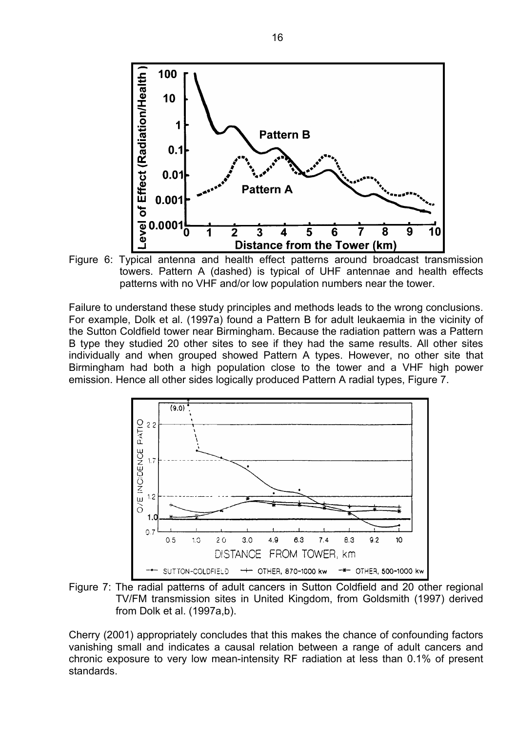Figure 6: Typical antenna and health effect patterns around broadcast transmission towers. Pattern A (dashed) is typical of UHF antennae and health effects patterns with no VHF and/or low population numbers near the tower.

Failure to understand these study principles and methods leads to the wrong conclusions. For example, Dolk et al. (1997a) found a Pattern B for adult leukaemia in the vicinity of the Sutton Coldfield tower near Birmingham. Because the radiation pattern was a Pattern B type they studied 20 other sites to see if they had the same results. All other sites individually and when grouped showed Pattern A types. However, no other site that Birmingham had both a high population close to the tower and a VHF high power emission. Hence all other sides logically produced Pattern A radial types, Figure 7.

Figure 7: The radial patterns of adult cancers in Sutton Coldfield and 20 other regional TV/FM transmission sites in United Kingdom, from Goldsmith (1997) derived from Dolk et al. (1997a,b).

Cherry (2001) appropriately concludes that this makes the chance of confounding factors vanishing small and indicates a causal relation between a range of adult cancers and chronic exposure to very low mean-intensity RF radiation at less than 0.1% of present standards.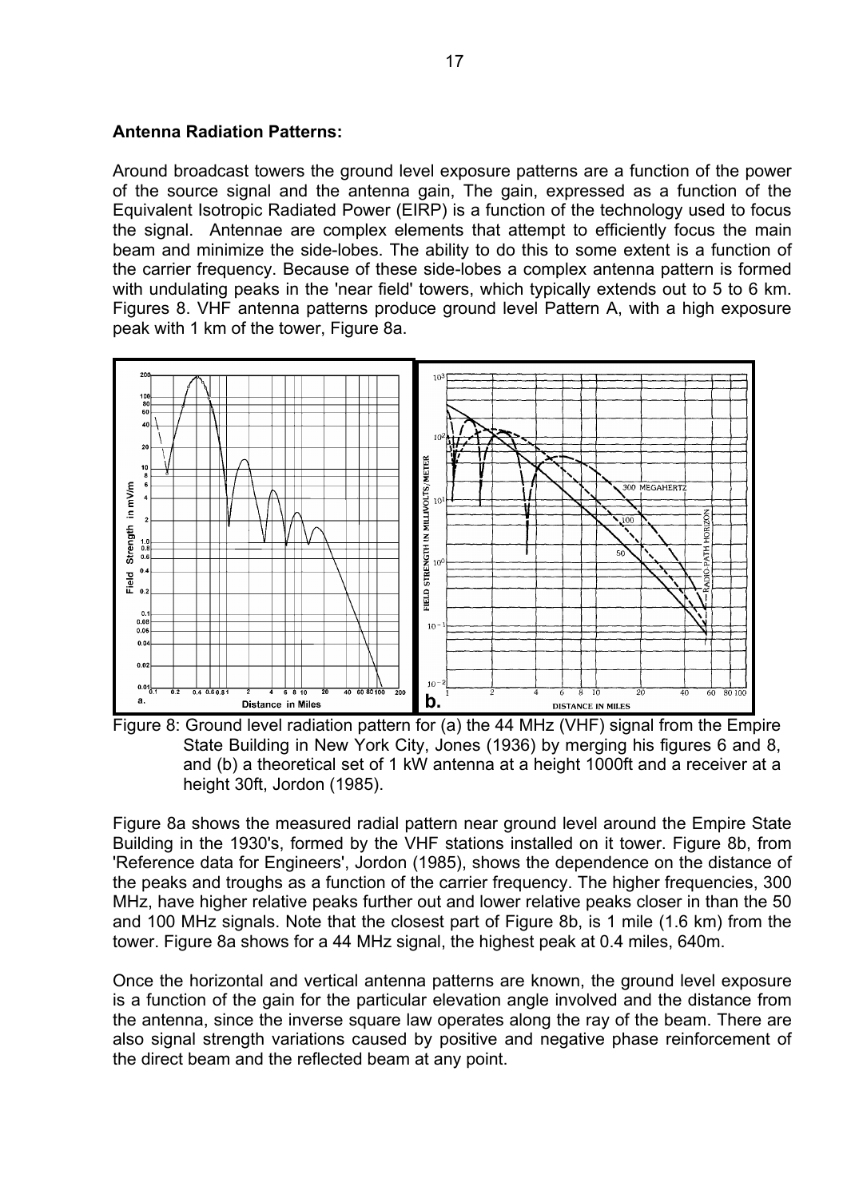**Antenna Radiation Patterns:**

Around broadcast towers the ground level exposure patterns are a function of the power of the source signal and the antenna gain, The gain, expressed as a function of the Equivalent Isotropic Radiated Power (EIRP) is a function of the technology used to focus the signal. Antennae are complex elements that attempt to efficiently focus the main beam and minimize the side-lobes. The ability to do this to some extent is a function of the carrier frequency. Because of these side-lobes a complex antenna pattern is formed with undulating peaks in the 'near field' towers, which typically extends out to 5 to 6 km. Figures 8. VHF antenna patterns produce ground level Pattern A, with a high exposure peak with 1 km of the tower, Figure 8a.

Figure 8: Ground level radiation pattern for (a) the 44 MHz (VHF) signal from the Empire State Building in New York City, Jones (1936) by merging his figures 6 and 8, and (b) a theoretical set of 1 kW antenna at a height 1000ft and a receiver at a height 30ft, Jordon (1985).

Figure 8a shows the measured radial pattern near ground level around the Empire State Building in the 1930's, formed by the VHF stations installed on it tower. Figure 8b, from 'Reference data for Engineers', Jordon (1985), shows the dependence on the distance of the peaks and troughs as a function of the carrier frequency. The higher frequencies, 300 MHz, have higher relative peaks further out and lower relative peaks closer in than the 50 and 100 MHz signals. Note that the closest part of Figure 8b, is 1 mile (1.6 km) from the tower. Figure 8a shows for a 44 MHz signal, the highest peak at 0.4 miles, 640m.

Once the horizontal and vertical antenna patterns are known, the ground level exposure is a function of the gain for the particular elevation angle involved and the distance from the antenna, since the inverse square law operates along the ray of the beam. There are also signal strength variations caused by positive and negative phase reinforcement of the direct beam and the reflected beam at any point.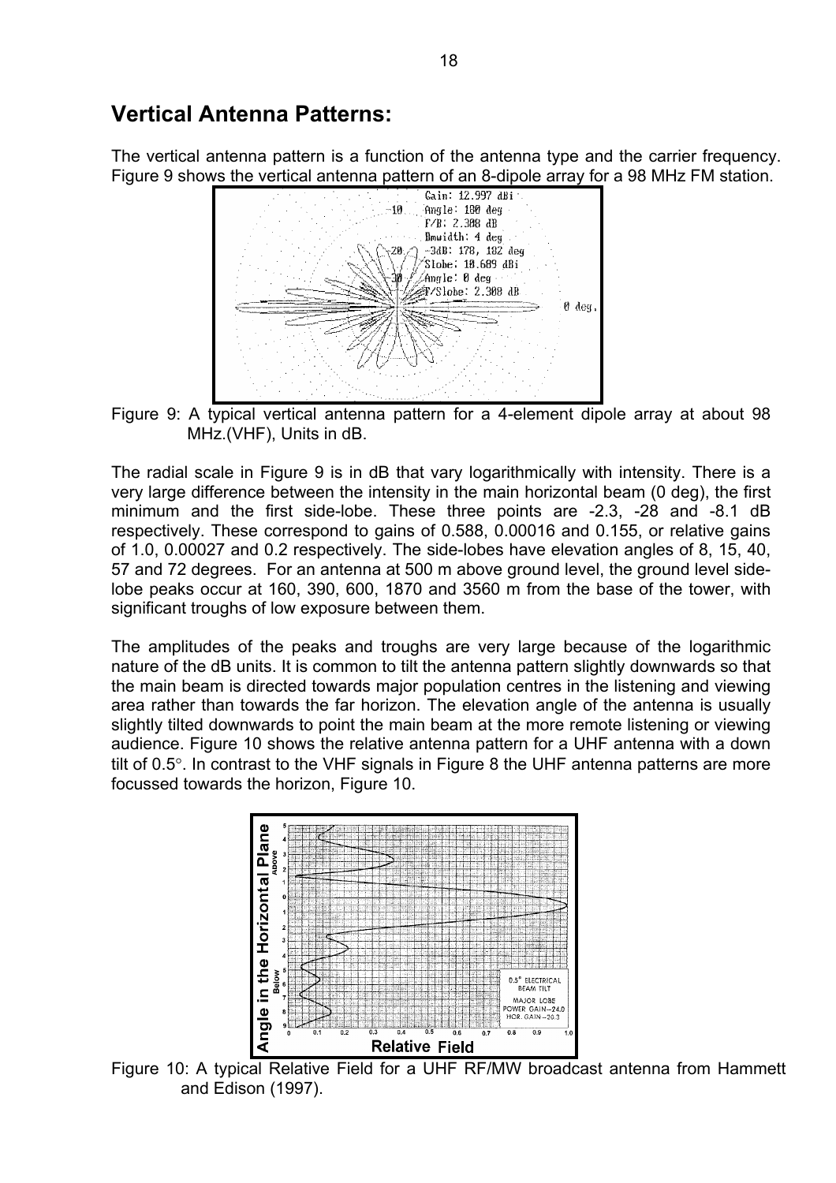## Vertical Antenna Patterns:

The vertical antenna pattern is a function of the antenna type and the carrier frequency. Figure 9 shows the vertical antenna pattern of an 8-dipole array for a 98 MHz FM station.

Figure 9: A typical vertical antenna pattern for a 4-element dipole array at about 98 MHz.(VHF), Units in dB.

The radial scale in Figure 9 is in dB that vary logarithmically with intensity. There is a very large difference between the intensity in the main horizontal beam (0 deg), the first minimum and the first side-lobe. These three points are -2.3, -28 and -8.1 dB respectively. These correspond to gains of 0.588, 0.00016 and 0.155, or relative gains of 1.0, 0.00027 and 0.2 respectively. The side-lobes have elevation angles of 8, 15, 40, 57 and 72 degrees. For an antenna at 500 m above ground level, the ground level side-lobe peaks occur at 160, 390, 600, 1870 and 3560 m from the base of the tower, with significant troughs of low exposure between them.

The amplitudes of the peaks and troughs are very large because of the logarithmic nature of the dB units. It is common to tilt the antenna pattern slightly downwards so that the main beam is directed towards major population centres in the listening and viewing area rather than towards the far horizon. The elevation angle of the antenna is usually slightly tilted downwards to point the main beam at the more remote listening or viewing audience. Figure 10 shows the relative antenna pattern for a UHF antenna with a down tilt of 0.5°. In contrast to the VHF signals in Figure 8 the UHF antenna patterns are more focussed towards the horizon, Figure 10.

Figure 10: A typical Relative Field for a UHF RF/MW broadcast antenna from Hammett and Edison (1997).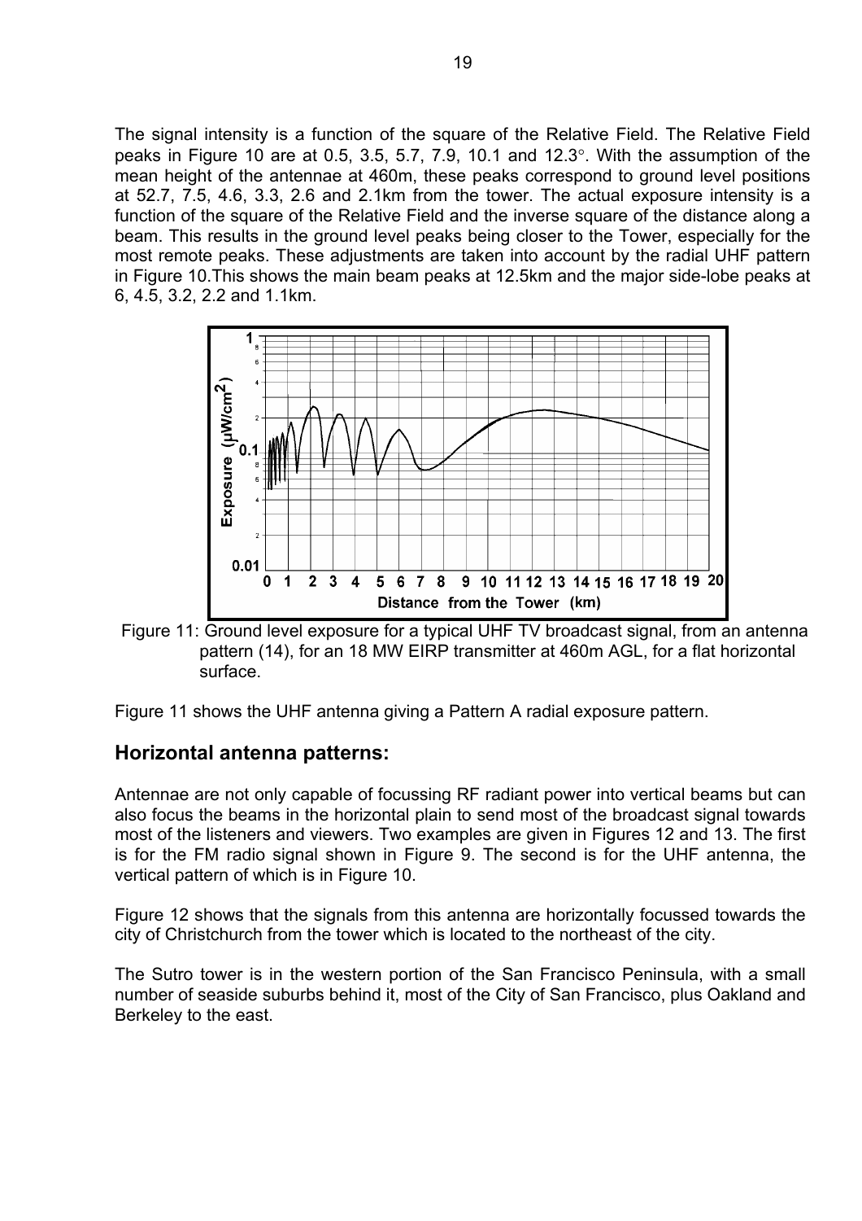The signal intensity is a function of the square of the Relative Field. The Relative Field peaks in Figure 10 are at 0.5, 3.5, 5.7, 7.9, 10.1 and 12.3°. With the assumption of the mean height of the antennae at 460m, these peaks correspond to ground level positions at 52.7, 7.5, 4.6, 3.3, 2.6 and 2.1km from the tower. The actual exposure intensity is a function of the square of the Relative Field and the inverse square of the distance along a beam. This results in the ground level peaks being closer to the Tower, especially for the most remote peaks. These adjustments are taken into account by the radial UHF pattern in Figure 10.This shows the main beam peaks at 12.5km and the major side-lobe peaks at 6, 4.5, 3.2, 2.2 and 1.1km.

Figure 11: Ground level exposure for a typical UHF TV broadcast signal, from an antenna pattern (14), for an 18 MW EIRP transmitter at 460m AGL, for a flat horizontal surface.

Figure 11 shows the UHF antenna giving a Pattern A radial exposure pattern.

## Horizontal antenna patterns:

Antennae are not only capable of focussing RF radiant power into vertical beams but can also focus the beams in the horizontal plain to send most of the broadcast signal towards most of the listeners and viewers. Two examples are given in Figures 12 and 13. The first is for the FM radio signal shown in Figure 9. The second is for the UHF antenna, the vertical pattern of which is in Figure 10.

Figure 12 shows that the signals from this antenna are horizontally focussed towards the city of Christchurch from the tower which is located to the northeast of the city.

The Sutro tower is in the western portion of the San Francisco Peninsula, with a small number of seaside suburbs behind it, most of the City of San Francisco, plus Oakland and Berkeley to the east.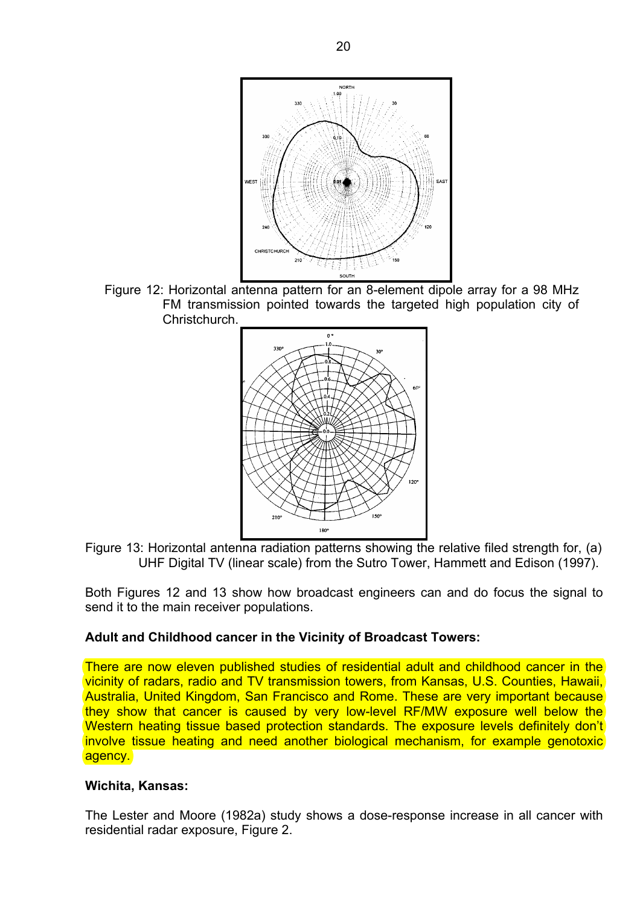Figure 12: Horizontal antenna pattern for an 8-element dipole array for a 98 MHz FM transmission pointed towards the targeted high population city of Christchurch.

Figure 13: Horizontal antenna radiation patterns showing the relative filed strength for, (a) UHF Digital TV (linear scale) from the Sutro Tower, Hammett and Edison (1997).

Both Figures 12 and 13 show how broadcast engineers can and do focus the signal to send it to the main receiver populations.

**Adult and Childhood cancer in the Vicinity of Broadcast Towers:**

There are now eleven published studies of residential adult and childhood cancer in the vicinity of radars, radio and TV transmission towers, from Kansas, U.S. Counties, Hawaii, Australia, United Kingdom, San Francisco and Rome. These are very important because they show that cancer is caused by very low-level RF/MW exposure well below the Western heating tissue based protection standards. The exposure levels definitely don't involve tissue heating and need another biological mechanism, for example genotoxic agency.

**Wichita, Kansas:**

The Lester and Moore (1982a) study shows a dose-response increase in all cancer with residential radar exposure, Figure 2.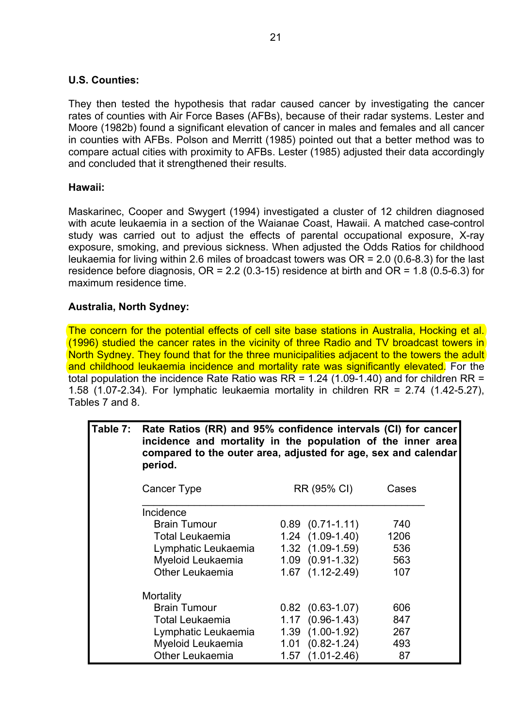**U.S. Counties:**

They then tested the hypothesis that radar caused cancer by investigating the cancer rates of counties with Air Force Bases (AFBs), because of their radar systems. Lester and Moore (1982b) found a significant elevation of cancer in males and females and all cancer in counties with AFBs. Polson and Merritt (1985) pointed out that a better method was to compare actual cities with proximity to AFBs. Lester (1985) adjusted their data accordingly and concluded that it strengthened their results.

**Hawaii:**

Maskarinec, Cooper and Swygert (1994) investigated a cluster of 12 children diagnosed with acute leukaemia in a section of the Waianae Coast, Hawaii. A matched case-control study was carried out to adjust the effects of parental occupational exposure, X-ray exposure, smoking, and previous sickness. When adjusted the Odds Ratios for childhood leukaemia for living within 2.6 miles of broadcast towers was OR = 2.0 (0.6-8.3) for the last residence before diagnosis, OR = 2.2 (0.3-15) residence at birth and OR = 1.8 (0.5-6.3) for maximum residence time.

**Australia, North Sydney:**

The concern for the potential effects of cell site base stations in Australia, Hocking et al. (1996) studied the cancer rates in the vicinity of three Radio and TV broadcast towers in North Sydney. They found that for the three municipalities adjacent to the towers the adult and childhood leukaemia incidence and mortality rate was significantly elevated. For the total population the incidence Rate Ratio was RR = 1.24 (1.09-1.40) and for children RR = 1.58 (1.07-2.34). For lymphatic leukaemia mortality in children RR = 2.74 (1.42-5.27), Tables 7 and 8.

**Table 7: Rate Ratios (RR) and 95% confidence intervals (CI) for cancer incidence and mortality in the population of the inner area compared to the outer area, adjusted for age, sex and calendar period.**

| Cancer Type | RR (95% CI) | Cases |
|---|---|---|
| **Incidence** | | |
| Brain Tumour | 0.89 (0.71-1.11) | 740 |
| Total Leukaemia | 1.24 (1.09-1.40) | 1206 |
| Lymphatic Leukaemia | 1.32 (1.09-1.59) | 536 |
| Myeloid Leukaemia | 1.09 (0.91-1.32) | 563 |
| Other Leukaemia | 1.67 (1.12-2.49) | 107 |
| **Mortality** | | |
| Brain Tumour | 0.82 (0.63-1.07) | 606 |
| Total Leukaemia | 1.17 (0.96-1.43) | 847 |
| Lymphatic Leukaemia | 1.39 (1.00-1.92) | 267 |
| Myeloid Leukaemia | 1.01 (0.82-1.24) | 493 |
| Other Leukaemia | 1.57 (1.01-2.46) | 87 |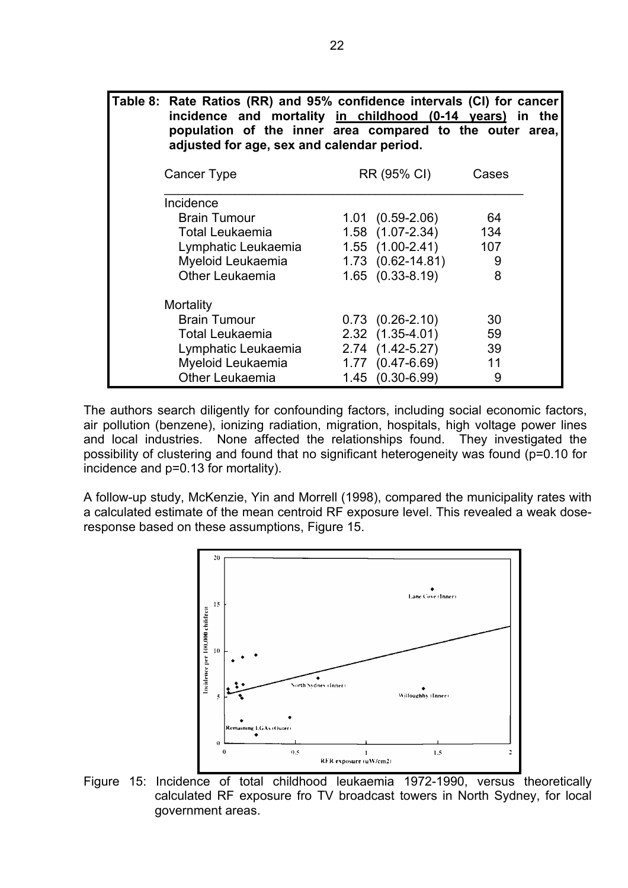**Table 8: Rate Ratios (RR) and 95% confidence intervals (CI) for cancer incidence and mortality in childhood (0-14 years) in the population of the inner area compared to the outer area, adjusted for age, sex and calendar period.**

| Cancer Type | RR (95% CI) | Cases |
|---|---|---|
| Incidence | | |
| Brain Tumour | 1.01 (0.59-2.06) | 64 |
| Total Leukaemia | 1.58 (1.07-2.34) | 134 |
| Lymphatic Leukaemia | 1.55 (1.00-2.41) | 107 |
| Myeloid Leukaemia | 1.73 (0.62-14.81) | 9 |
| Other Leukaemia | 1.65 (0.33-8.19) | 8 |
| Mortality | | |
| Brain Tumour | 0.73 (0.26-2.10) | 30 |
| Total Leukaemia | 2.32 (1.35-4.01) | 59 |
| Lymphatic Leukaemia | 2.74 (1.42-5.27) | 39 |
| Myeloid Leukaemia | 1.77 (0.47-6.69) | 11 |
| Other Leukaemia | 1.45 (0.30-6.99) | 9 |

The authors search diligently for confounding factors, including social economic factors, air pollution (benzene), ionizing radiation, migration, hospitals, high voltage power lines and local industries. None affected the relationships found. They investigated the possibility of clustering and found that no significant heterogeneity was found (p=0.10 for incidence and p=0.13 for mortality).

A follow-up study, McKenzie, Yin and Morrell (1998), compared the municipality rates with a calculated estimate of the mean centroid RF exposure level. This revealed a weak dose-response based on these assumptions, Figure 15.

Figure 15: Incidence of total childhood leukaemia 1972-1990, versus theoretically calculated RF exposure fro TV broadcast towers in North Sydney, for local government areas.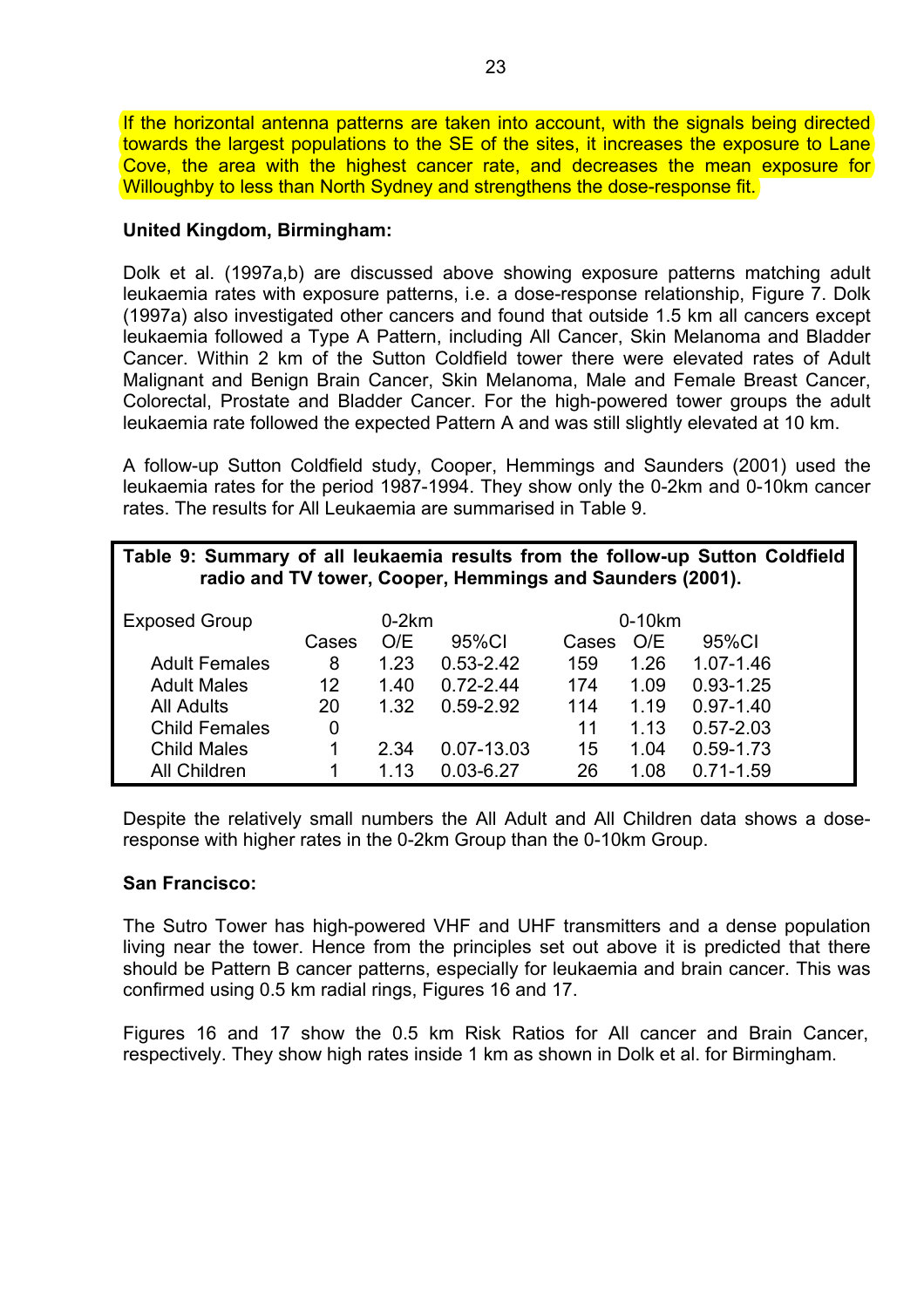If the horizontal antenna patterns are taken into account, with the signals being directed towards the largest populations to the SE of the sites, it increases the exposure to Lane Cove, the area with the highest cancer rate, and decreases the mean exposure for Willoughby to less than North Sydney and strengthens the dose-response fit.

**United Kingdom, Birmingham:**

Dolk et al. (1997a,b) are discussed above showing exposure patterns matching adult leukaemia rates with exposure patterns, i.e. a dose-response relationship, Figure 7. Dolk (1997a) also investigated other cancers and found that outside 1.5 km all cancers except leukaemia followed a Type A Pattern, including All Cancer, Skin Melanoma and Bladder Cancer. Within 2 km of the Sutton Coldfield tower there were elevated rates of Adult Malignant and Benign Brain Cancer, Skin Melanoma, Male and Female Breast Cancer, Colorectal, Prostate and Bladder Cancer. For the high-powered tower groups the adult leukaemia rate followed the expected Pattern A and was still slightly elevated at 10 km.

A follow-up Sutton Coldfield study, Cooper, Hemmings and Saunders (2001) used the leukaemia rates for the period 1987-1994. They show only the 0-2km and 0-10km cancer rates. The results for All Leukaemia are summarised in Table 9.

**Table 9: Summary of all leukaemia results from the follow-up Sutton Coldfield radio and TV tower, Cooper, Hemmings and Saunders (2001).**

| Exposed Group | 0-2km | | | 0-10km | | |
|---|---|---|---|---|---|---|
| | Cases | O/E | 95%CI | Cases | O/E | 95%CI |
| Adult Females | 8 | 1.23 | 0.53-2.42 | 159 | 1.26 | 1.07-1.46 |
| Adult Males | 12 | 1.40 | 0.72-2.44 | 174 | 1.09 | 0.93-1.25 |
| All Adults | 20 | 1.32 | 0.59-2.92 | 114 | 1.19 | 0.97-1.40 |
| Child Females | 0 | | | 11 | 1.13 | 0.57-2.03 |
| Child Males | 1 | 2.34 | 0.07-13.03 | 15 | 1.04 | 0.59-1.73 |
| All Children | 1 | 1.13 | 0.03-6.27 | 26 | 1.08 | 0.71-1.59 |

Despite the relatively small numbers the All Adult and All Children data shows a dose-response with higher rates in the 0-2km Group than the 0-10km Group.

**San Francisco:**

The Sutro Tower has high-powered VHF and UHF transmitters and a dense population living near the tower. Hence from the principles set out above it is predicted that there should be Pattern B cancer patterns, especially for leukaemia and brain cancer. This was confirmed using 0.5 km radial rings, Figures 16 and 17.

Figures 16 and 17 show the 0.5 km Risk Ratios for All cancer and Brain Cancer, respectively. They show high rates inside 1 km as shown in Dolk et al. for Birmingham.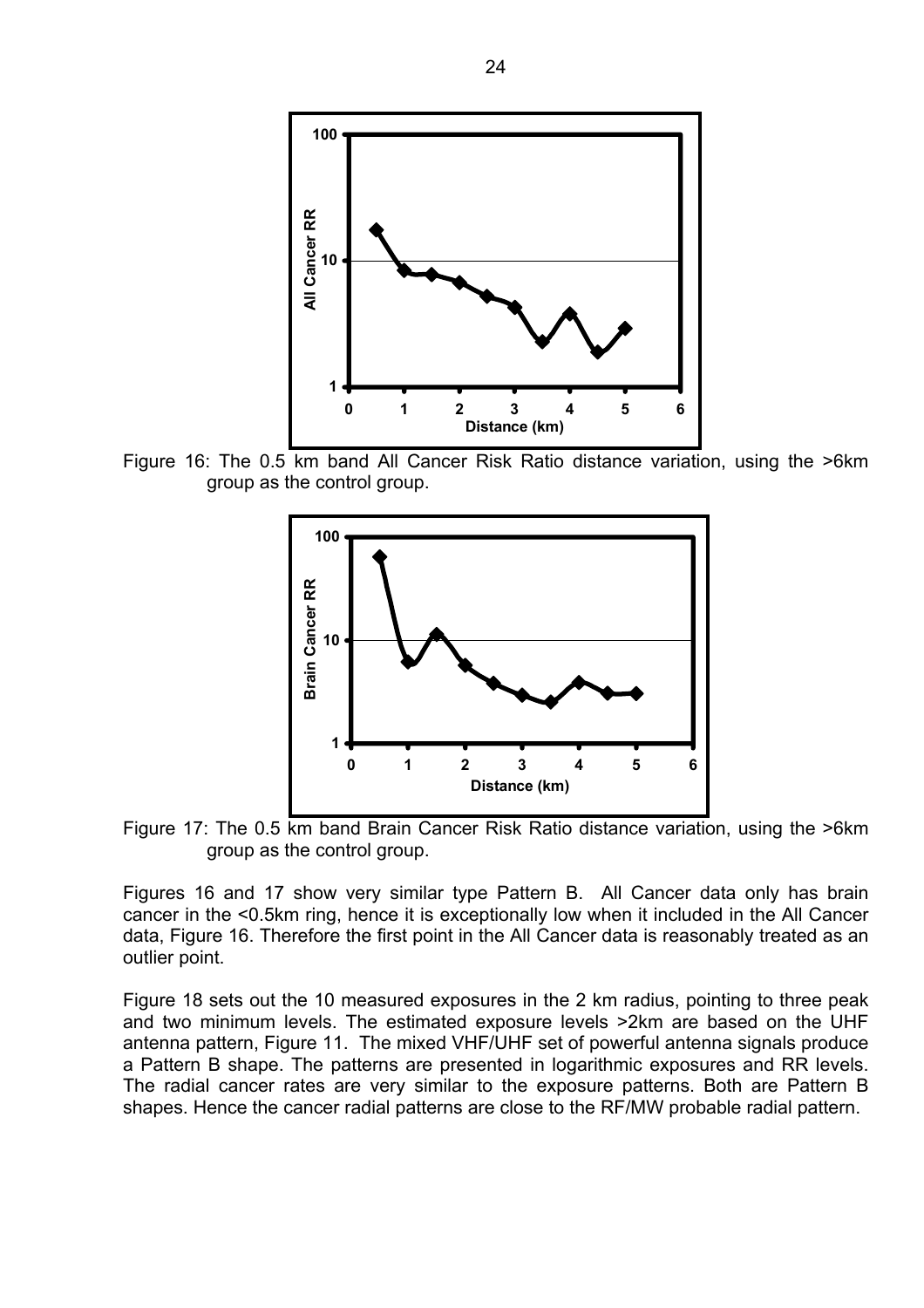Figure 16: The 0.5 km band All Cancer Risk Ratio distance variation, using the >6km group as the control group.

Figure 17: The 0.5 km band Brain Cancer Risk Ratio distance variation, using the >6km group as the control group.

Figures 16 and 17 show very similar type Pattern B. All Cancer data only has brain cancer in the <0.5km ring, hence it is exceptionally low when it included in the All Cancer data, Figure 16. Therefore the first point in the All Cancer data is reasonably treated as an outlier point.

Figure 18 sets out the 10 measured exposures in the 2 km radius, pointing to three peak and two minimum levels. The estimated exposure levels >2km are based on the UHF antenna pattern, Figure 11. The mixed VHF/UHF set of powerful antenna signals produce a Pattern B shape. The patterns are presented in logarithmic exposures and RR levels. The radial cancer rates are very similar to the exposure patterns. Both are Pattern B shapes. Hence the cancer radial patterns are close to the RF/MW probable radial pattern.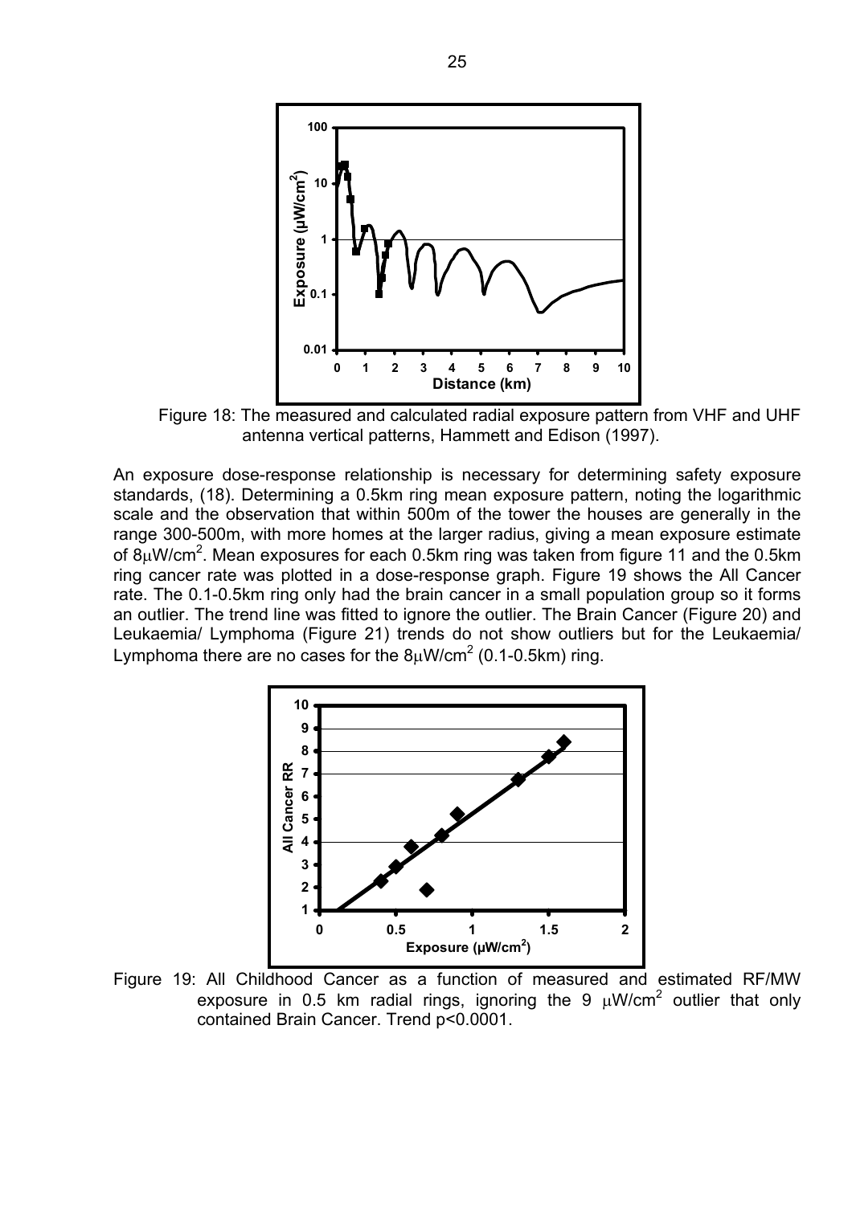Figure 18: The measured and calculated radial exposure pattern from VHF and UHF antenna vertical patterns, Hammett and Edison (1997).

An exposure dose-response relationship is necessary for determining safety exposure standards, (18). Determining a 0.5km ring mean exposure pattern, noting the logarithmic scale and the observation that within 500m of the tower the houses are generally in the range 300-500m, with more homes at the larger radius, giving a mean exposure estimate of $8\mu W/cm^2$. Mean exposures for each 0.5km ring was taken from figure 11 and the 0.5km ring cancer rate was plotted in a dose-response graph. Figure 19 shows the All Cancer rate. The 0.1-0.5km ring only had the brain cancer in a small population group so it forms an outlier. The trend line was fitted to ignore the outlier. The Brain Cancer (Figure 20) and Leukaemia/ Lymphoma (Figure 21) trends do not show outliers but for the Leukaemia/ Lymphoma there are no cases for the $8\mu W/cm^2$ (0.1-0.5km) ring.

Figure 19: All Childhood Cancer as a function of measured and estimated RF/MW exposure in 0.5 km radial rings, ignoring the 9 $\mu W/cm^2$ outlier that only contained Brain Cancer. Trend $p<0.0001$.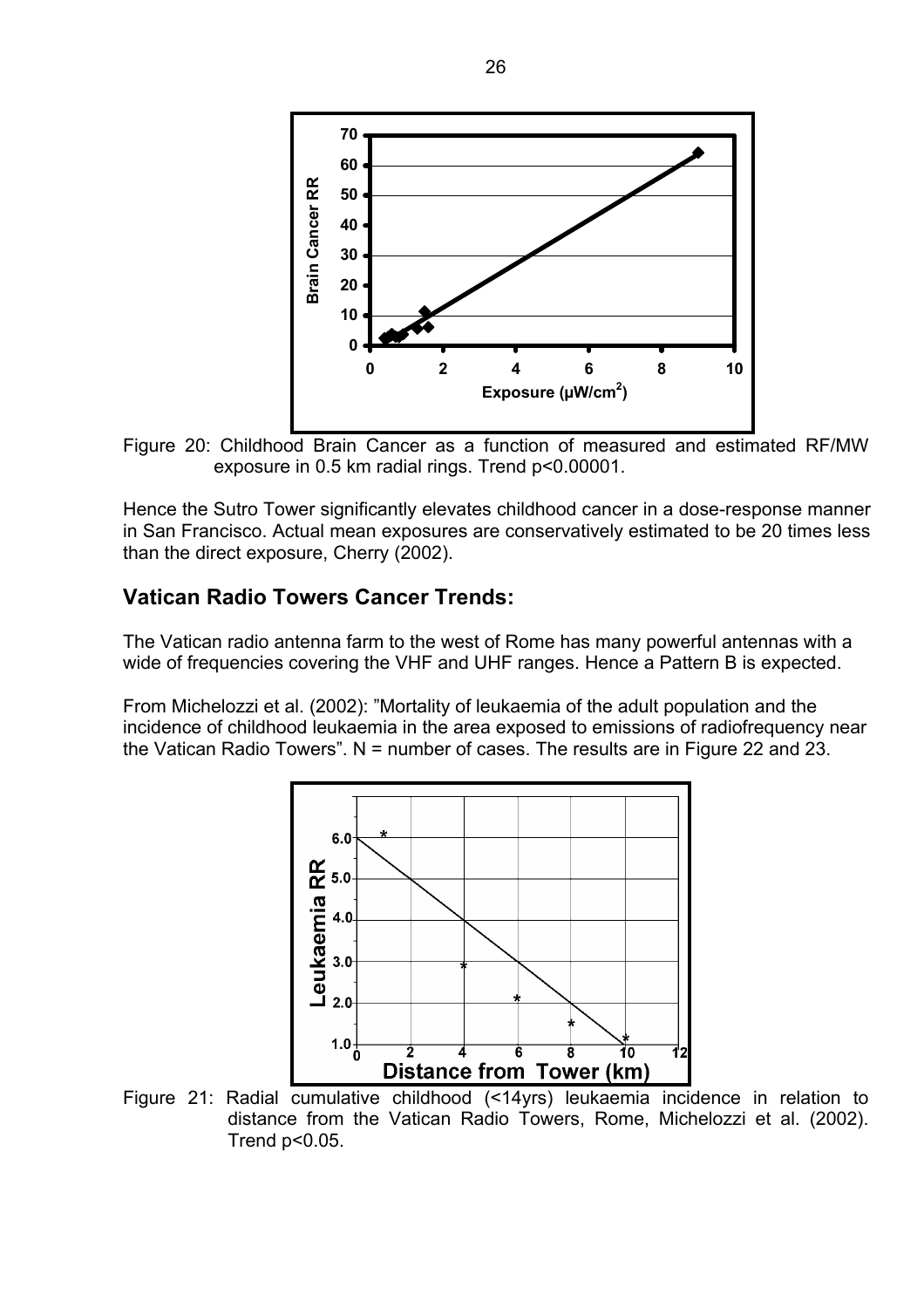Figure 20: Childhood Brain Cancer as a function of measured and estimated RF/MW exposure in 0.5 km radial rings. Trend $p<0.00001$.

Hence the Sutro Tower significantly elevates childhood cancer in a dose-response manner in San Francisco. Actual mean exposures are conservatively estimated to be 20 times less than the direct exposure, Cherry (2002).

## Vatican Radio Towers Cancer Trends:

The Vatican radio antenna farm to the west of Rome has many powerful antennas with a wide of frequencies covering the VHF and UHF ranges. Hence a Pattern B is expected.

From Michelozzi et al. (2002): "Mortality of leukaemia of the adult population and the incidence of childhood leukaemia in the area exposed to emissions of radiofrequency near the Vatican Radio Towers". N = number of cases. The results are in Figure 22 and 23.

Figure 21: Radial cumulative childhood (<14yrs) leukaemia incidence in relation to distance from the Vatican Radio Towers, Rome, Michelozzi et al. (2002). Trend $p<0.05$.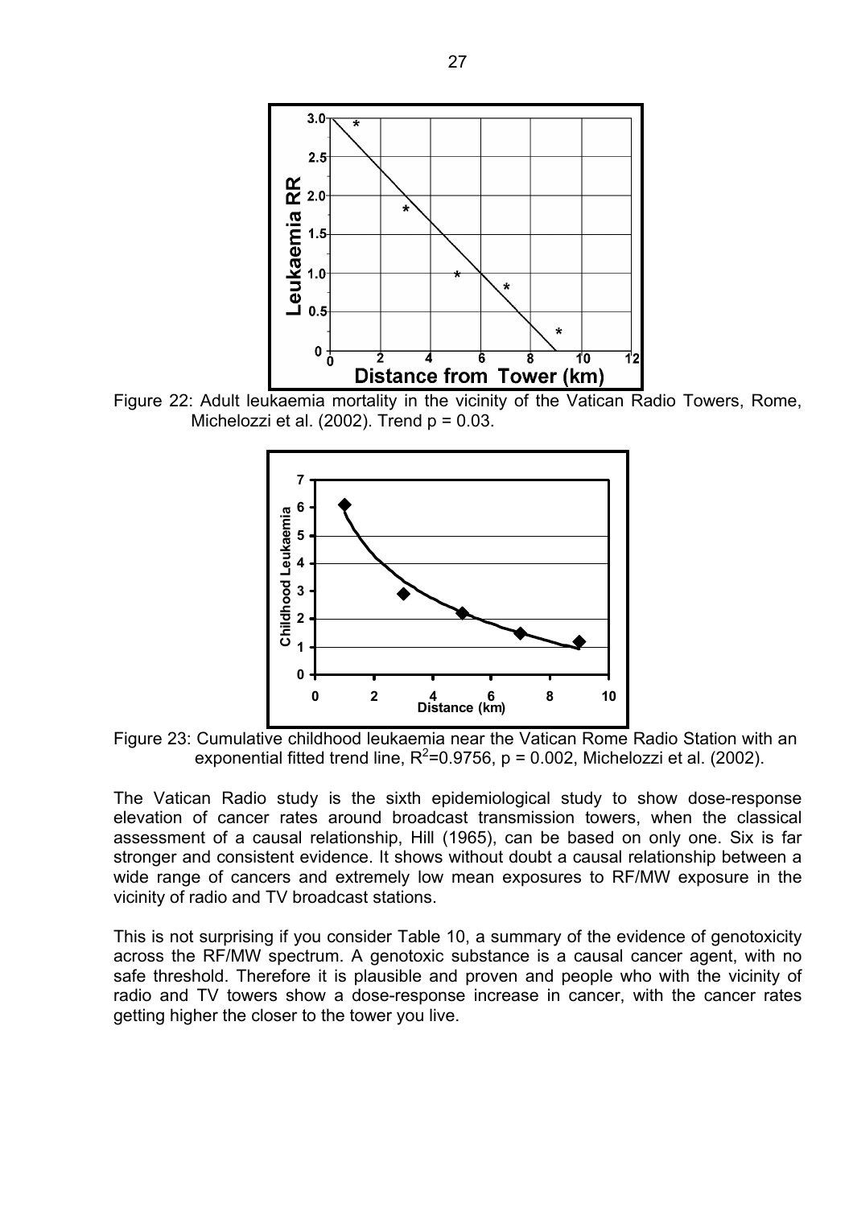Figure 22: Adult leukaemia mortality in the vicinity of the Vatican Radio Towers, Rome, Michelozzi et al. (2002). Trend p = 0.03.

Figure 23: Cumulative childhood leukaemia near the Vatican Rome Radio Station with an exponential fitted trend line, $R^2$=0.9756, p = 0.002, Michelozzi et al. (2002).

The Vatican Radio study is the sixth epidemiological study to show dose-response elevation of cancer rates around broadcast transmission towers, when the classical assessment of a causal relationship, Hill (1965), can be based on only one. Six is far stronger and consistent evidence. It shows without doubt a causal relationship between a wide range of cancers and extremely low mean exposures to RF/MW exposure in the vicinity of radio and TV broadcast stations.

This is not surprising if you consider Table 10, a summary of the evidence of genotoxicity across the RF/MW spectrum. A genotoxic substance is a causal cancer agent, with no safe threshold. Therefore it is plausible and proven and people who with the vicinity of radio and TV towers show a dose-response increase in cancer, with the cancer rates getting higher the closer to the tower you live.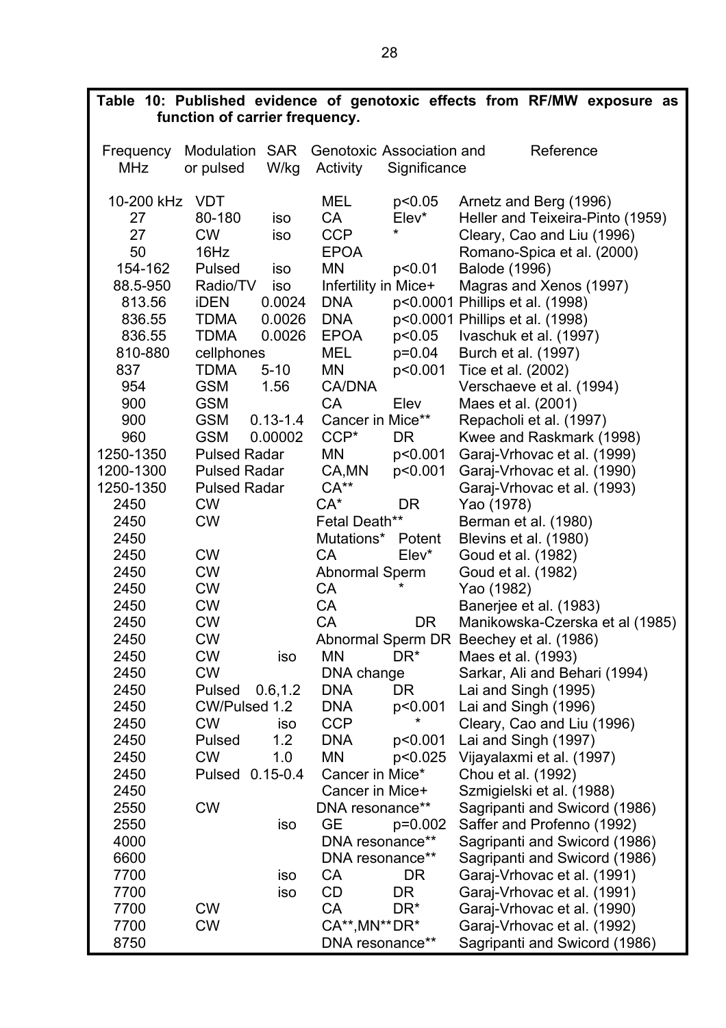**Table 10: Published evidence of genotoxic effects from RF/MW exposure as function of carrier frequency.**

| Frequency MHz | Modulation or pulsed | SAR W/kg | Genotoxic Activity | Association and Significance | Reference |
|---|---|---|---|---|---|
| 10-200 kHz | VDT | | MEL | p<0.05 | Arnetz and Berg (1996) |
| 27 | 80-180 | iso | CA | Elev* | Heller and Teixeira-Pinto (1959) |
| 27 | CW | iso | CCP | * | Cleary, Cao and Liu (1996) |
| 50 | 16Hz | | EPOA | | Romano-Spica et al. (2000) |
| 154-162 | Pulsed | iso | MN | p<0.01 | Balode (1996) |
| 88.5-950 | Radio/TV | iso | Infertility in Mice+ | | Magras and Xenos (1997) |
| 813.56 | iDEN | 0.0024 | DNA | p<0.0001 | Phillips et al. (1998) |
| 836.55 | TDMA | 0.0026 | DNA | p<0.0001 | Phillips et al. (1998) |
| 836.55 | TDMA | 0.0026 | EPOA | p<0.05 | Ivaschuk et al. (1997) |
| 810-880 | cellphones | | MEL | p=0.04 | Burch et al. (1997) |
| 837 | TDMA | 5-10 | MN | p<0.001 | Tice et al. (2002) |
| 954 | GSM | 1.56 | CA/DNA | | Verschaeve et al. (1994) |
| 900 | GSM | | CA | Elev | Maes et al. (2001) |
| 900 | GSM | 0.13-1.4 | Cancer in Mice** | | Repacholi et al. (1997) |
| 960 | GSM | 0.00002 | CCP* | DR | Kwee and Raskmark (1998) |
| 1250-1350 | Pulsed Radar | | MN | p<0.001 | Garaj-Vrhovac et al. (1999) |
| 1200-1300 | Pulsed Radar | | CA,MN | p<0.001 | Garaj-Vrhovac et al. (1990) |
| 1250-1350 | Pulsed Radar | | CA** | | Garaj-Vrhovac et al. (1993) |
| 2450 | CW | | CA* | DR | Yao (1978) |
| 2450 | CW | | Fetal Death** | | Berman et al. (1980) |
| 2450 | | | Mutations* | Potent | Blevins et al. (1980) |
| 2450 | CW | | CA | Elev* | Goud et al. (1982) |
| 2450 | CW | | Abnormal Sperm | | Goud et al. (1982) |
| 2450 | CW | | CA | * | Yao (1982) |
| 2450 | CW | | CA | | Banerjee et al. (1983) |
| 2450 | CW | | CA | DR | Manikowska-Czerska et al (1985) |
| 2450 | CW | | Abnormal Sperm | DR | Beechey et al. (1986) |
| 2450 | CW | iso | MN | DR* | Maes et al. (1993) |
| 2450 | CW | | DNA change | | Sarkar, Ali and Behari (1994) |
| 2450 | Pulsed | 0.6,1.2 | DNA | DR | Lai and Singh (1995) |
| 2450 | CW/Pulsed | 1.2 | DNA | p<0.001 | Lai and Singh (1996) |
| 2450 | CW | iso | CCP | * | Cleary, Cao and Liu (1996) |
| 2450 | Pulsed | 1.2 | DNA | p<0.001 | Lai and Singh (1997) |
| 2450 | CW | 1.0 | MN | p<0.025 | Vijayalaxmi et al. (1997) |
| 2450 | Pulsed | 0.15-0.4 | Cancer in Mice* | | Chou et al. (1992) |
| 2450 | | | Cancer in Mice+ | | Szmigielski et al. (1988) |
| 2550 | CW | | DNA resonance** | | Sagripanti and Swicord (1986) |
| 2550 | | iso | GE | p=0.002 | Saffer and Profenno (1992) |
| 4000 | | | DNA resonance** | | Sagripanti and Swicord (1986) |
| 6600 | | | DNA resonance** | | Sagripanti and Swicord (1986) |
| 7700 | | iso | CA | DR | Garaj-Vrhovac et al. (1991) |
| 7700 | | iso | CD | DR | Garaj-Vrhovac et al. (1991) |
| 7700 | CW | | CA | DR* | Garaj-Vrhovac et al. (1990) |
| 7700 | CW | | CA**,MN** | DR* | Garaj-Vrhovac et al. (1992) |
| 8750 | | | DNA resonance** | | Sagripanti and Swicord (1986) |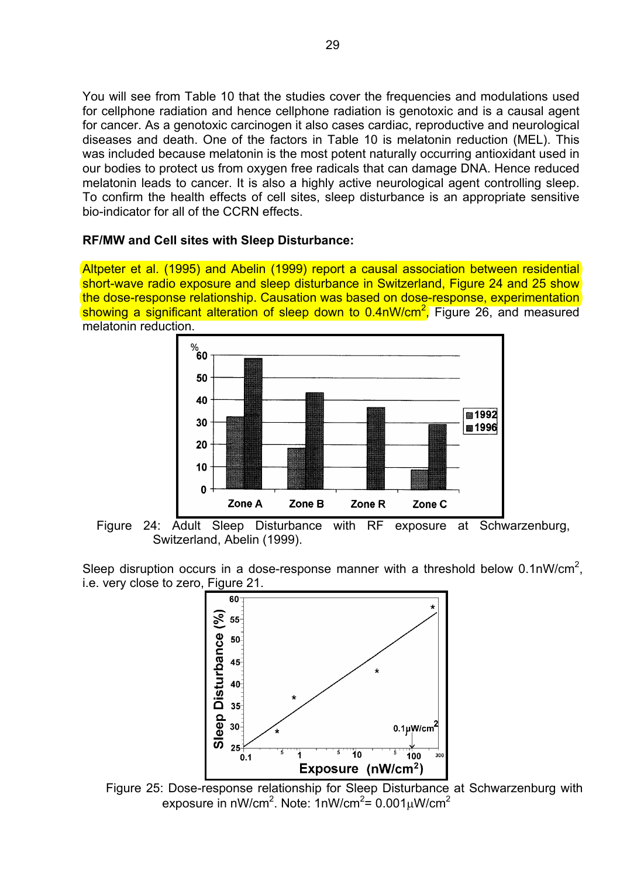You will see from Table 10 that the studies cover the frequencies and modulations used for cellphone radiation and hence cellphone radiation is genotoxic and is a causal agent for cancer. As a genotoxic carcinogen it also cases cardiac, reproductive and neurological diseases and death. One of the factors in Table 10 is melatonin reduction (MEL). This was included because melatonin is the most potent naturally occurring antioxidant used in our bodies to protect us from oxygen free radicals that can damage DNA. Hence reduced melatonin leads to cancer. It is also a highly active neurological agent controlling sleep. To confirm the health effects of cell sites, sleep disturbance is an appropriate sensitive bio-indicator for all of the CCRN effects.

**RF/MW and Cell sites with Sleep Disturbance:**

Altpeter et al. (1995) and Abelin (1999) report a causal association between residential short-wave radio exposure and sleep disturbance in Switzerland, Figure 24 and 25 show the dose-response relationship. Causation was based on dose-response, experimentation showing a significant alteration of sleep down to 0.4nW/cm$^2$, Figure 26, and measured melatonin reduction.

Figure 24: Adult Sleep Disturbance with RF exposure at Schwarzenburg, Switzerland, Abelin (1999).

Sleep disruption occurs in a dose-response manner with a threshold below 0.1nW/cm$^2$, i.e. very close to zero, Figure 21.

Figure 25: Dose-response relationship for Sleep Disturbance at Schwarzenburg with exposure in nW/cm$^2$. Note: 1nW/cm$^2$= 0.001$\mu$W/cm$^2$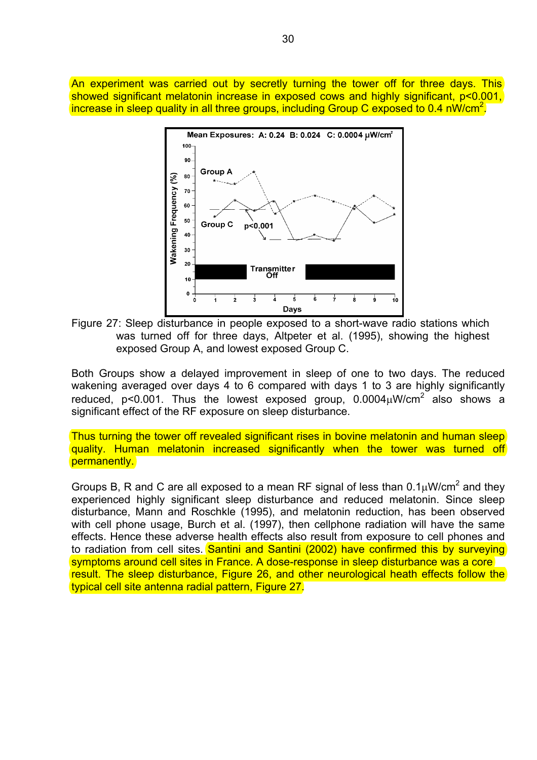An experiment was carried out by secretly turning the tower off for three days. This showed significant melatonin increase in exposed cows and highly significant, $p<0.001$, increase in sleep quality in all three groups, including Group C exposed to 0.4 $nW/cm^2$.

Figure 27: Sleep disturbance in people exposed to a short-wave radio stations which was turned off for three days, Altpeter et al. (1995), showing the highest exposed Group A, and lowest exposed Group C.

Both Groups show a delayed improvement in sleep of one to two days. The reduced wakening averaged over days 4 to 6 compared with days 1 to 3 are highly significantly reduced, $p<0.001$. Thus the lowest exposed group, 0.0004$\mu W/cm^2$ also shows a significant effect of the RF exposure on sleep disturbance.

Thus turning the tower off revealed significant rises in bovine melatonin and human sleep quality. Human melatonin increased significantly when the tower was turned off permanently.

Groups B, R and C are all exposed to a mean RF signal of less than 0.1$\mu W/cm^2$ and they experienced highly significant sleep disturbance and reduced melatonin. Since sleep disturbance, Mann and Roschkle (1995), and melatonin reduction, has been observed with cell phone usage, Burch et al. (1997), then cellphone radiation will have the same effects. Hence these adverse health effects also result from exposure to cell phones and to radiation from cell sites. Santini and Santini (2002) have confirmed this by surveying symptoms around cell sites in France. A dose-response in sleep disturbance was a core result. The sleep disturbance, Figure 26, and other neurological heath effects follow the typical cell site antenna radial pattern, Figure 27.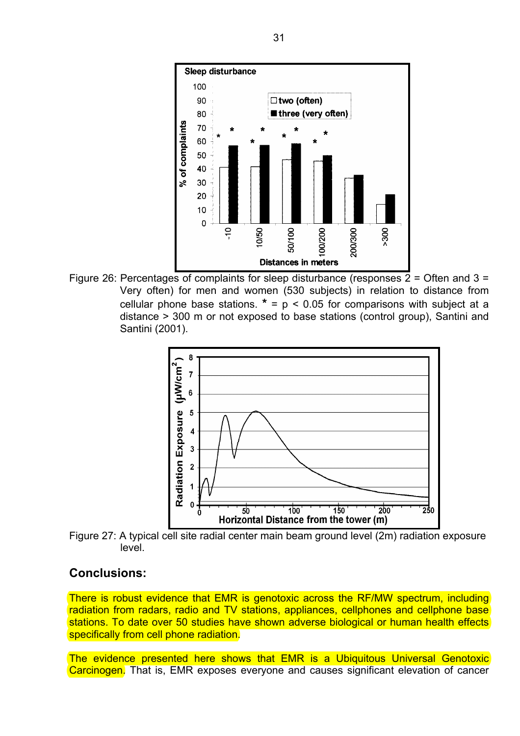Figure 26: Percentages of complaints for sleep disturbance (responses 2 = Often and 3 = Very often) for men and women (530 subjects) in relation to distance from cellular phone base stations. * = $p < 0.05$ for comparisons with subject at a distance > 300 m or not exposed to base stations (control group), Santini and Santini (2001).

Figure 27: A typical cell site radial center main beam ground level (2m) radiation exposure level.

## Conclusions:

There is robust evidence that EMR is genotoxic across the RF/MW spectrum, including radiation from radars, radio and TV stations, appliances, cellphones and cellphone base stations. To date over 50 studies have shown adverse biological or human health effects specifically from cell phone radiation.

The evidence presented here shows that EMR is a Ubiquitous Universal Genotoxic Carcinogen. That is, EMR exposes everyone and causes significant elevation of cancer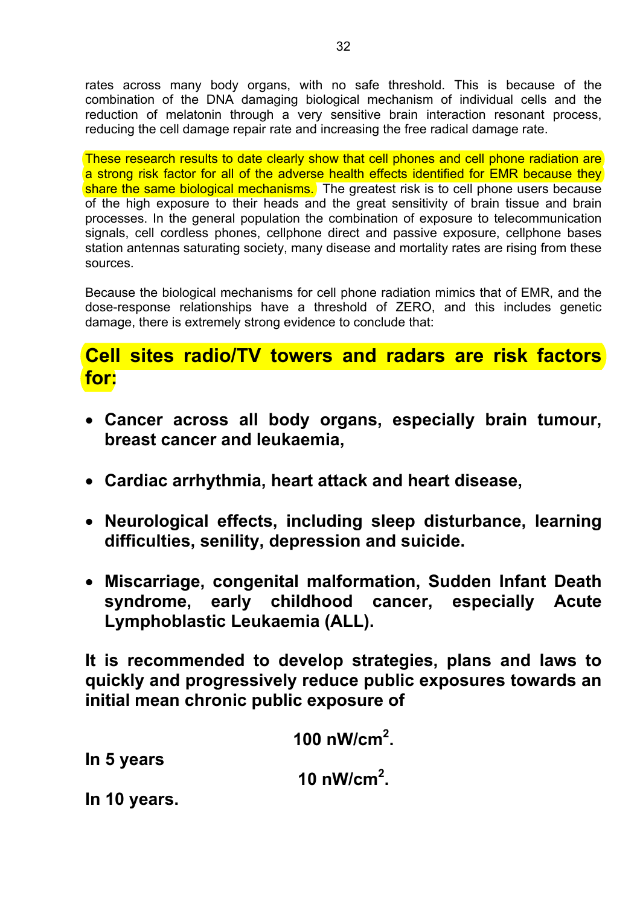rates across many body organs, with no safe threshold. This is because of the combination of the DNA damaging biological mechanism of individual cells and the reduction of melatonin through a very sensitive brain interaction resonant process, reducing the cell damage repair rate and increasing the free radical damage rate.

These research results to date clearly show that cell phones and cell phone radiation are a strong risk factor for all of the adverse health effects identified for EMR because they share the same biological mechanisms. The greatest risk is to cell phone users because of the high exposure to their heads and the great sensitivity of brain tissue and brain processes. In the general population the combination of exposure to telecommunication signals, cell cordless phones, cellphone direct and passive exposure, cellphone bases station antennas saturating society, many disease and mortality rates are rising from these sources.

Because the biological mechanisms for cell phone radiation mimics that of EMR, and the dose-response relationships have a threshold of ZERO, and this includes genetic damage, there is extremely strong evidence to conclude that:

## Cell sites radio/TV towers and radars are risk factors for:

- **Cancer across all body organs, especially brain tumour, breast cancer and leukaemia,**
- **Cardiac arrhythmia, heart attack and heart disease,**
- **Neurological effects, including sleep disturbance, learning difficulties, senility, depression and suicide.**
- **Miscarriage, congenital malformation, Sudden Infant Death syndrome, early childhood cancer, especially Acute Lymphoblastic Leukaemia (ALL).**

**It is recommended to develop strategies, plans and laws to quickly and progressively reduce public exposures towards an initial mean chronic public exposure of**

**100 nW/cm$^2$.**

**In 5 years**

**10 nW/cm$^2$.**

**In 10 years.**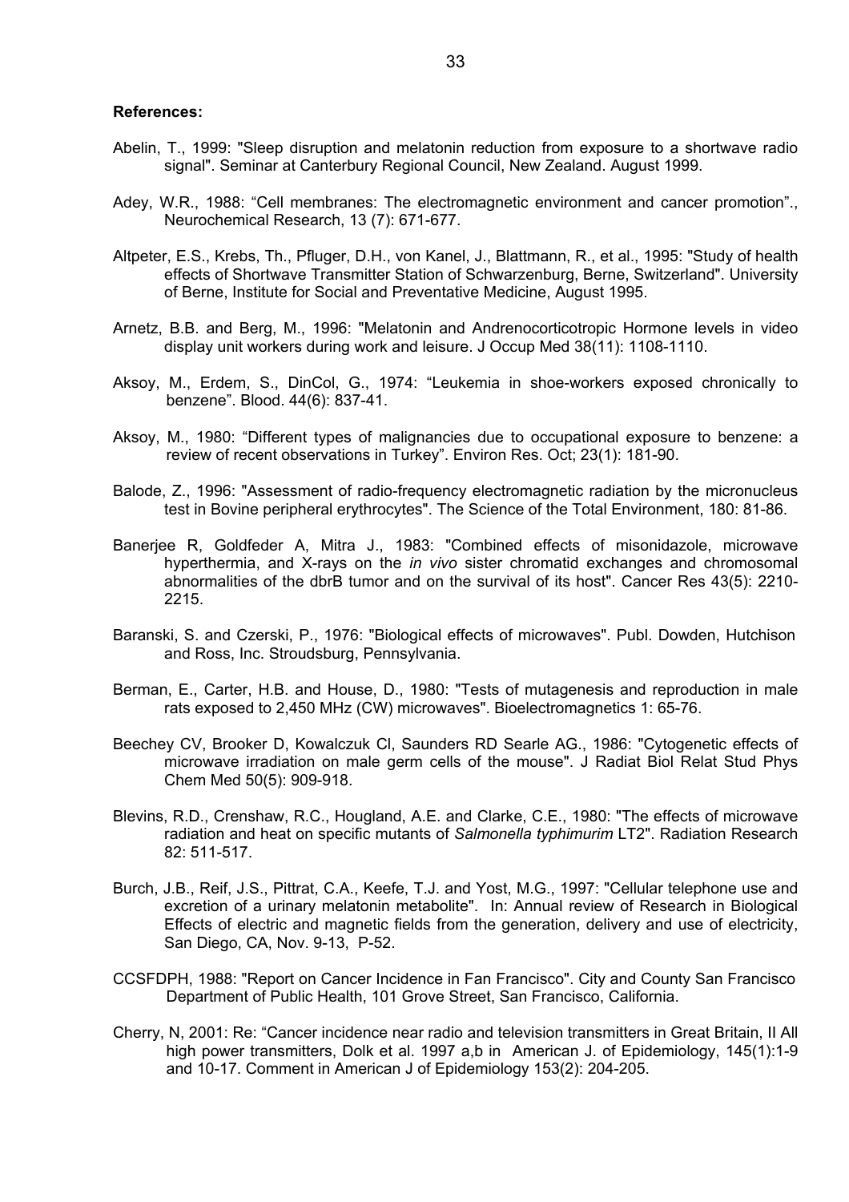**References:**

Abelin, T., 1999: "Sleep disruption and melatonin reduction from exposure to a shortwave radio signal". Seminar at Canterbury Regional Council, New Zealand. August 1999.

Adey, W.R., 1988: "Cell membranes: The electromagnetic environment and cancer promotion"., Neurochemical Research, 13 (7): 671-677.

Altpeter, E.S., Krebs, Th., Pfluger, D.H., von Kanel, J., Blattmann, R., et al., 1995: "Study of health effects of Shortwave Transmitter Station of Schwarzenburg, Berne, Switzerland". University of Berne, Institute for Social and Preventative Medicine, August 1995.

Arnetz, B.B. and Berg, M., 1996: "Melatonin and Andrenocorticotropic Hormone levels in video display unit workers during work and leisure. J Occup Med 38(11): 1108-1110.

Aksoy, M., Erdem, S., DinCol, G., 1974: "Leukemia in shoe-workers exposed chronically to benzene". Blood. 44(6): 837-41.

Aksoy, M., 1980: "Different types of malignancies due to occupational exposure to benzene: a review of recent observations in Turkey". Environ Res. Oct; 23(1): 181-90.

Balode, Z., 1996: "Assessment of radio-frequency electromagnetic radiation by the micronucleus test in Bovine peripheral erythrocytes". The Science of the Total Environment, 180: 81-86.

Banerjee R, Goldfeder A, Mitra J., 1983: "Combined effects of misonidazole, microwave hyperthermia, and X-rays on the *in vivo* sister chromatid exchanges and chromosomal abnormalities of the dbrB tumor and on the survival of its host". Cancer Res 43(5): 2210-2215.

Baranski, S. and Czerski, P., 1976: "Biological effects of microwaves". Publ. Dowden, Hutchison and Ross, Inc. Stroudsburg, Pennsylvania.

Berman, E., Carter, H.B. and House, D., 1980: "Tests of mutagenesis and reproduction in male rats exposed to 2,450 MHz (CW) microwaves". Bioelectromagnetics 1: 65-76.

Beechey CV, Brooker D, Kowalczuk Cl, Saunders RD Searle AG., 1986: "Cytogenetic effects of microwave irradiation on male germ cells of the mouse". J Radiat Biol Relat Stud Phys Chem Med 50(5): 909-918.

Blevins, R.D., Crenshaw, R.C., Hougland, A.E. and Clarke, C.E., 1980: "The effects of microwave radiation and heat on specific mutants of *Salmonella typhimurim* LT2". Radiation Research 82: 511-517.

Burch, J.B., Reif, J.S., Pittrat, C.A., Keefe, T.J. and Yost, M.G., 1997: "Cellular telephone use and excretion of a urinary melatonin metabolite". In: Annual review of Research in Biological Effects of electric and magnetic fields from the generation, delivery and use of electricity, San Diego, CA, Nov. 9-13, P-52.

CCSFDPH, 1988: "Report on Cancer Incidence in Fan Francisco". City and County San Francisco Department of Public Health, 101 Grove Street, San Francisco, California.

Cherry, N, 2001: Re: "Cancer incidence near radio and television transmitters in Great Britain, II All high power transmitters, Dolk et al. 1997 a,b in American J. of Epidemiology, 145(1):1-9 and 10-17. Comment in American J of Epidemiology 153(2): 204-205.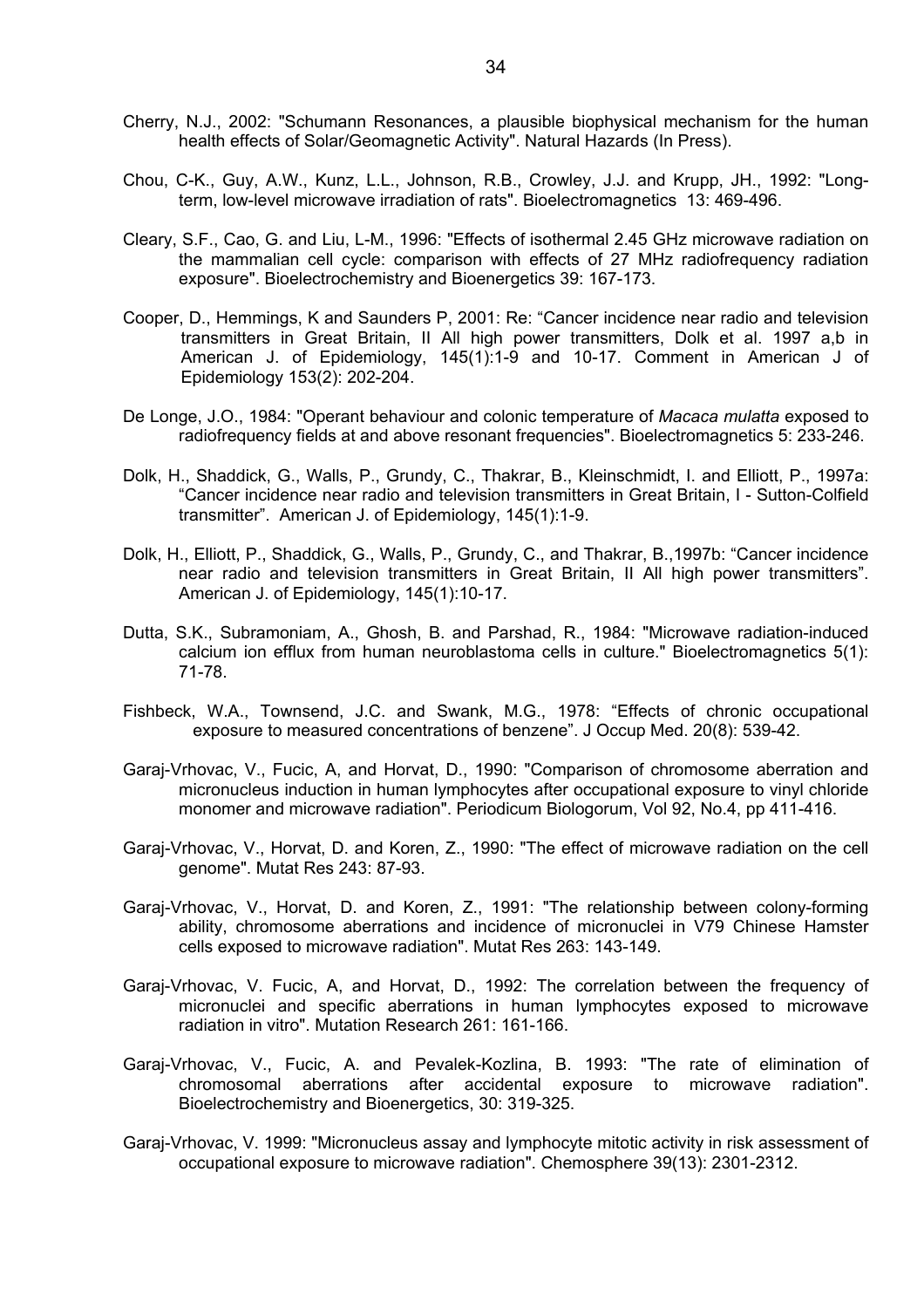Cherry, N.J., 2002: "Schumann Resonances, a plausible biophysical mechanism for the human health effects of Solar/Geomagnetic Activity". Natural Hazards (In Press).

Chou, C-K., Guy, A.W., Kunz, L.L., Johnson, R.B., Crowley, J.J. and Krupp, JH., 1992: "Long-term, low-level microwave irradiation of rats". Bioelectromagnetics 13: 469-496.

Cleary, S.F., Cao, G. and Liu, L-M., 1996: "Effects of isothermal 2.45 GHz microwave radiation on the mammalian cell cycle: comparison with effects of 27 MHz radiofrequency radiation exposure". Bioelectrochemistry and Bioenergetics 39: 167-173.

Cooper, D., Hemmings, K and Saunders P, 2001: Re: "Cancer incidence near radio and television transmitters in Great Britain, II All high power transmitters, Dolk et al. 1997 a,b in American J. of Epidemiology, 145(1):1-9 and 10-17. Comment in American J of Epidemiology 153(2): 202-204.

De Longe, J.O., 1984: "Operant behaviour and colonic temperature of *Macaca mulatta* exposed to radiofrequency fields at and above resonant frequencies". Bioelectromagnetics 5: 233-246.

Dolk, H., Shaddick, G., Walls, P., Grundy, C., Thakrar, B., Kleinschmidt, I. and Elliott, P., 1997a: "Cancer incidence near radio and television transmitters in Great Britain, I - Sutton-Colfield transmitter". American J. of Epidemiology, 145(1):1-9.

Dolk, H., Elliott, P., Shaddick, G., Walls, P., Grundy, C., and Thakrar, B.,1997b: "Cancer incidence near radio and television transmitters in Great Britain, II All high power transmitters". American J. of Epidemiology, 145(1):10-17.

Dutta, S.K., Subramoniam, A., Ghosh, B. and Parshad, R., 1984: "Microwave radiation-induced calcium ion efflux from human neuroblastoma cells in culture." Bioelectromagnetics 5(1): 71-78.

Fishbeck, W.A., Townsend, J.C. and Swank, M.G., 1978: "Effects of chronic occupational exposure to measured concentrations of benzene". J Occup Med. 20(8): 539-42.

Garaj-Vrhovac, V., Fucic, A, and Horvat, D., 1990: "Comparison of chromosome aberration and micronucleus induction in human lymphocytes after occupational exposure to vinyl chloride monomer and microwave radiation". Periodicum Biologorum, Vol 92, No.4, pp 411-416.

Garaj-Vrhovac, V., Horvat, D. and Koren, Z., 1990: "The effect of microwave radiation on the cell genome". Mutat Res 243: 87-93.

Garaj-Vrhovac, V., Horvat, D. and Koren, Z., 1991: "The relationship between colony-forming ability, chromosome aberrations and incidence of micronuclei in V79 Chinese Hamster cells exposed to microwave radiation". Mutat Res 263: 143-149.

Garaj-Vrhovac, V. Fucic, A, and Horvat, D., 1992: The correlation between the frequency of micronuclei and specific aberrations in human lymphocytes exposed to microwave radiation in vitro". Mutation Research 261: 161-166.

Garaj-Vrhovac, V., Fucic, A. and Pevalek-Kozlina, B. 1993: "The rate of elimination of chromosomal aberrations after accidental exposure to microwave radiation". Bioelectrochemistry and Bioenergetics, 30: 319-325.

Garaj-Vrhovac, V. 1999: "Micronucleus assay and lymphocyte mitotic activity in risk assessment of occupational exposure to microwave radiation". Chemosphere 39(13): 2301-2312.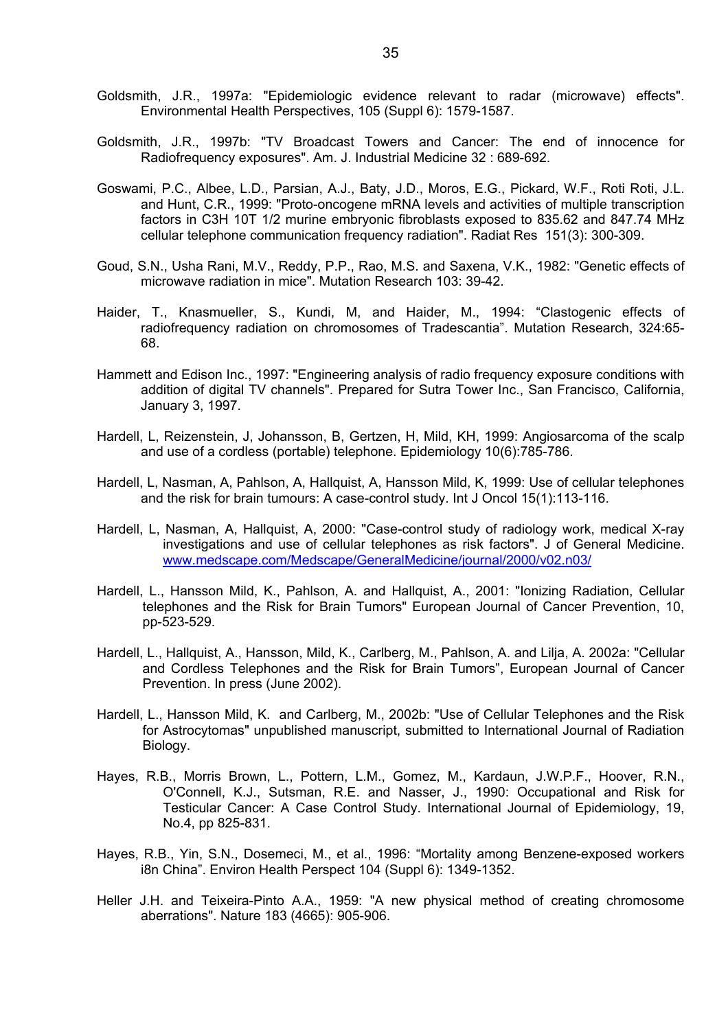Goldsmith, J.R., 1997a: "Epidemiologic evidence relevant to radar (microwave) effects". Environmental Health Perspectives, 105 (Suppl 6): 1579-1587.

Goldsmith, J.R., 1997b: "TV Broadcast Towers and Cancer: The end of innocence for Radiofrequency exposures". Am. J. Industrial Medicine 32 : 689-692.

Goswami, P.C., Albee, L.D., Parsian, A.J., Baty, J.D., Moros, E.G., Pickard, W.F., Roti Roti, J.L. and Hunt, C.R., 1999: "Proto-oncogene mRNA levels and activities of multiple transcription factors in C3H 10T 1/2 murine embryonic fibroblasts exposed to 835.62 and 847.74 MHz cellular telephone communication frequency radiation". Radiat Res 151(3): 300-309.

Goud, S.N., Usha Rani, M.V., Reddy, P.P., Rao, M.S. and Saxena, V.K., 1982: "Genetic effects of microwave radiation in mice". Mutation Research 103: 39-42.

Haider, T., Knasmueller, S., Kundi, M, and Haider, M., 1994: "Clastogenic effects of radiofrequency radiation on chromosomes of Tradescantia". Mutation Research, 324:65-68.

Hammett and Edison Inc., 1997: "Engineering analysis of radio frequency exposure conditions with addition of digital TV channels". Prepared for Sutra Tower Inc., San Francisco, California, January 3, 1997.

Hardell, L, Reizenstein, J, Johansson, B, Gertzen, H, Mild, KH, 1999: Angiosarcoma of the scalp and use of a cordless (portable) telephone. Epidemiology 10(6):785-786.

Hardell, L, Nasman, A, Pahlson, A, Hallquist, A, Hansson Mild, K, 1999: Use of cellular telephones and the risk for brain tumours: A case-control study. Int J Oncol 15(1):113-116.

Hardell, L, Nasman, A, Hallquist, A, 2000: "Case-control study of radiology work, medical X-ray investigations and use of cellular telephones as risk factors". J of General Medicine. www.medscape.com/Medscape/GeneralMedicine/journal/2000/v02.n03/

Hardell, L., Hansson Mild, K., Pahlson, A. and Hallquist, A., 2001: "Ionizing Radiation, Cellular telephones and the Risk for Brain Tumors" European Journal of Cancer Prevention, 10, pp-523-529.

Hardell, L., Hallquist, A., Hansson, Mild, K., Carlberg, M., Pahlson, A. and Lilja, A. 2002a: "Cellular and Cordless Telephones and the Risk for Brain Tumors", European Journal of Cancer Prevention. In press (June 2002).

Hardell, L., Hansson Mild, K. and Carlberg, M., 2002b: "Use of Cellular Telephones and the Risk for Astrocytomas" unpublished manuscript, submitted to International Journal of Radiation Biology.

Hayes, R.B., Morris Brown, L., Pottern, L.M., Gomez, M., Kardaun, J.W.P.F., Hoover, R.N., O'Connell, K.J., Sutsman, R.E. and Nasser, J., 1990: Occupational and Risk for Testicular Cancer: A Case Control Study. International Journal of Epidemiology, 19, No.4, pp 825-831.

Hayes, R.B., Yin, S.N., Dosemeci, M., et al., 1996: "Mortality among Benzene-exposed workers i8n China". Environ Health Perspect 104 (Suppl 6): 1349-1352.

Heller J.H. and Teixeira-Pinto A.A., 1959: "A new physical method of creating chromosome aberrations". Nature 183 (4665): 905-906.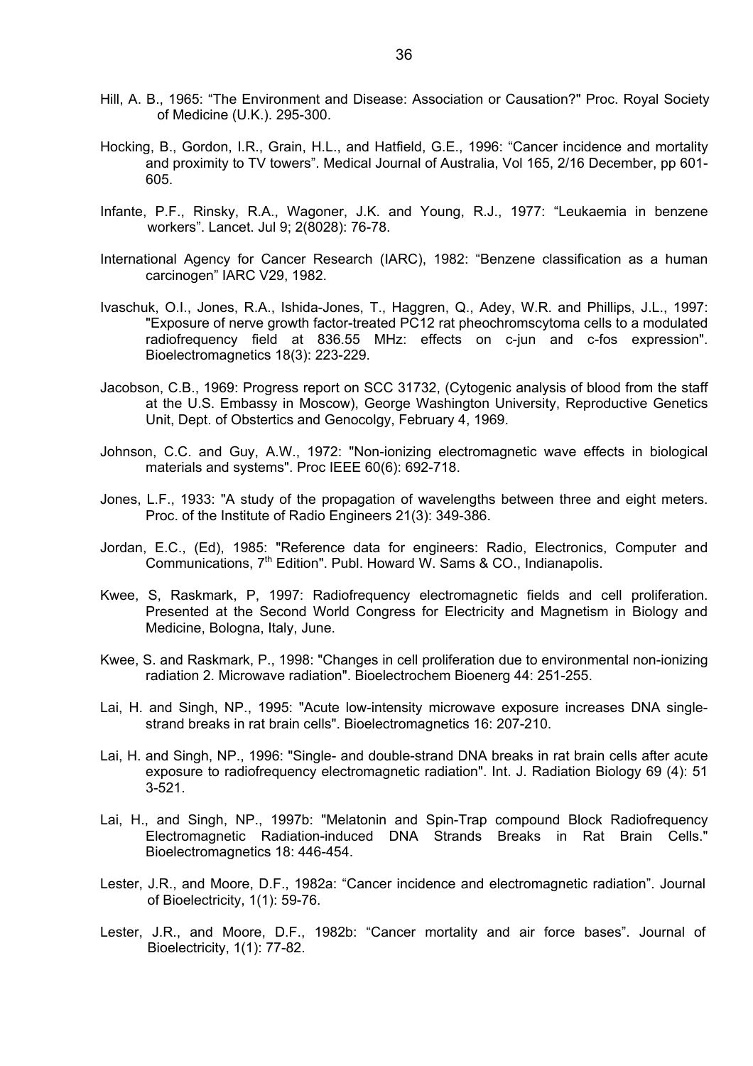Hill, A. B., 1965: “The Environment and Disease: Association or Causation?" Proc. Royal Society of Medicine (U.K.). 295-300.

Hocking, B., Gordon, I.R., Grain, H.L., and Hatfield, G.E., 1996: “Cancer incidence and mortality and proximity to TV towers”. Medical Journal of Australia, Vol 165, 2/16 December, pp 601-605.

Infante, P.F., Rinsky, R.A., Wagoner, J.K. and Young, R.J., 1977: “Leukaemia in benzene workers”. Lancet. Jul 9; 2(8028): 76-78.

International Agency for Cancer Research (IARC), 1982: “Benzene classification as a human carcinogen” IARC V29, 1982.

Ivaschuk, O.I., Jones, R.A., Ishida-Jones, T., Haggren, Q., Adey, W.R. and Phillips, J.L., 1997: "Exposure of nerve growth factor-treated PC12 rat pheochromscytoma cells to a modulated radiofrequency field at 836.55 MHz: effects on c-jun and c-fos expression". Bioelectromagnetics 18(3): 223-229.

Jacobson, C.B., 1969: Progress report on SCC 31732, (Cytogenic analysis of blood from the staff at the U.S. Embassy in Moscow), George Washington University, Reproductive Genetics Unit, Dept. of Obstertics and Genocolgy, February 4, 1969.

Johnson, C.C. and Guy, A.W., 1972: "Non-ionizing electromagnetic wave effects in biological materials and systems". Proc IEEE 60(6): 692-718.

Jones, L.F., 1933: "A study of the propagation of wavelengths between three and eight meters. Proc. of the Institute of Radio Engineers 21(3): 349-386.

Jordan, E.C., (Ed), 1985: "Reference data for engineers: Radio, Electronics, Computer and Communications, 7th Edition". Publ. Howard W. Sams & CO., Indianapolis.

Kwee, S, Raskmark, P, 1997: Radiofrequency electromagnetic fields and cell proliferation. Presented at the Second World Congress for Electricity and Magnetism in Biology and Medicine, Bologna, Italy, June.

Kwee, S. and Raskmark, P., 1998: "Changes in cell proliferation due to environmental non-ionizing radiation 2. Microwave radiation". Bioelectrochem Bioenerg 44: 251-255.

Lai, H. and Singh, NP., 1995: "Acute low-intensity microwave exposure increases DNA single-strand breaks in rat brain cells". Bioelectromagnetics 16: 207-210.

Lai, H. and Singh, NP., 1996: "Single- and double-strand DNA breaks in rat brain cells after acute exposure to radiofrequency electromagnetic radiation". Int. J. Radiation Biology 69 (4): 51 3-521.

Lai, H., and Singh, NP., 1997b: "Melatonin and Spin-Trap compound Block Radiofrequency Electromagnetic Radiation-induced DNA Strands Breaks in Rat Brain Cells." Bioelectromagnetics 18: 446-454.

Lester, J.R., and Moore, D.F., 1982a: “Cancer incidence and electromagnetic radiation”. Journal of Bioelectricity, 1(1): 59-76.

Lester, J.R., and Moore, D.F., 1982b: “Cancer mortality and air force bases”. Journal of Bioelectricity, 1(1): 77-82.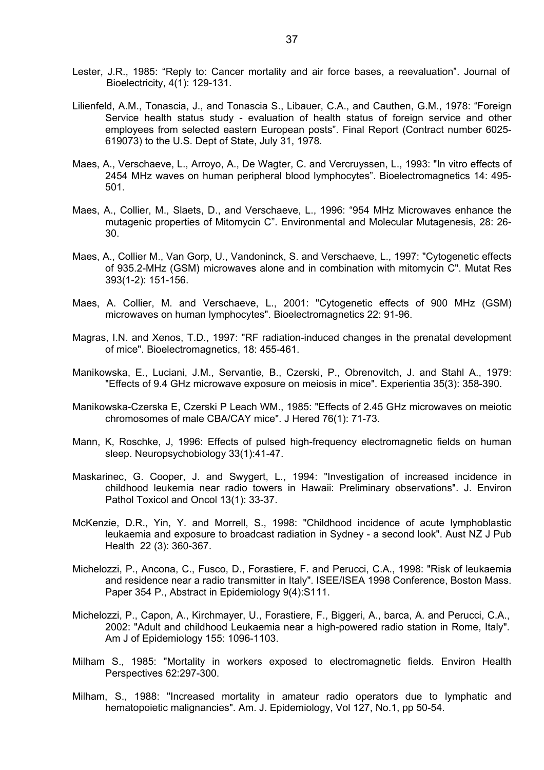Lester, J.R., 1985: “Reply to: Cancer mortality and air force bases, a reevaluation”. Journal of Bioelectricity, 4(1): 129-131.

Lilienfeld, A.M., Tonascia, J., and Tonascia S., Libauer, C.A., and Cauthen, G.M., 1978: “Foreign Service health status study - evaluation of health status of foreign service and other employees from selected eastern European posts”. Final Report (Contract number 6025-619073) to the U.S. Dept of State, July 31, 1978.

Maes, A., Verschaeve, L., Arroyo, A., De Wagter, C. and Vercruyssen, L., 1993: "In vitro effects of 2454 MHz waves on human peripheral blood lymphocytes”. Bioelectromagnetics 14: 495-501.

Maes, A., Collier, M., Slaets, D., and Verschaeve, L., 1996: “954 MHz Microwaves enhance the mutagenic properties of Mitomycin C”. Environmental and Molecular Mutagenesis, 28: 26-30.

Maes, A., Collier M., Van Gorp, U., Vandoninck, S. and Verschaeve, L., 1997: "Cytogenetic effects of 935.2-MHz (GSM) microwaves alone and in combination with mitomycin C". Mutat Res 393(1-2): 151-156.

Maes, A. Collier, M. and Verschaeve, L., 2001: "Cytogenetic effects of 900 MHz (GSM) microwaves on human lymphocytes". Bioelectromagnetics 22: 91-96.

Magras, I.N. and Xenos, T.D., 1997: "RF radiation-induced changes in the prenatal development of mice". Bioelectromagnetics, 18: 455-461.

Manikowska, E., Luciani, J.M., Servantie, B., Czerski, P., Obrenovitch, J. and Stahl A., 1979: "Effects of 9.4 GHz microwave exposure on meiosis in mice". Experientia 35(3): 358-390.

Manikowska-Czerska E, Czerski P Leach WM., 1985: "Effects of 2.45 GHz microwaves on meiotic chromosomes of male CBA/CAY mice". J Hered 76(1): 71-73.

Mann, K, Roschke, J, 1996: Effects of pulsed high-frequency electromagnetic fields on human sleep. Neuropsychobiology 33(1):41-47.

Maskarinec, G. Cooper, J. and Swygert, L., 1994: "Investigation of increased incidence in childhood leukemia near radio towers in Hawaii: Preliminary observations". J. Environ Pathol Toxicol and Oncol 13(1): 33-37.

McKenzie, D.R., Yin, Y. and Morrell, S., 1998: "Childhood incidence of acute lymphoblastic leukaemia and exposure to broadcast radiation in Sydney - a second look". Aust NZ J Pub Health 22 (3): 360-367.

Michelozzi, P., Ancona, C., Fusco, D., Forastiere, F. and Perucci, C.A., 1998: "Risk of leukaemia and residence near a radio transmitter in Italy". ISEE/ISEA 1998 Conference, Boston Mass. Paper 354 P., Abstract in Epidemiology 9(4):S111.

Michelozzi, P., Capon, A., Kirchmayer, U., Forastiere, F., Biggeri, A., barca, A. and Perucci, C.A., 2002: "Adult and childhood Leukaemia near a high-powered radio station in Rome, Italy". Am J of Epidemiology 155: 1096-1103.

Milham S., 1985: "Mortality in workers exposed to electromagnetic fields. Environ Health Perspectives 62:297-300.

Milham, S., 1988: "Increased mortality in amateur radio operators due to lymphatic and hematopoietic malignancies". Am. J. Epidemiology, Vol 127, No.1, pp 50-54.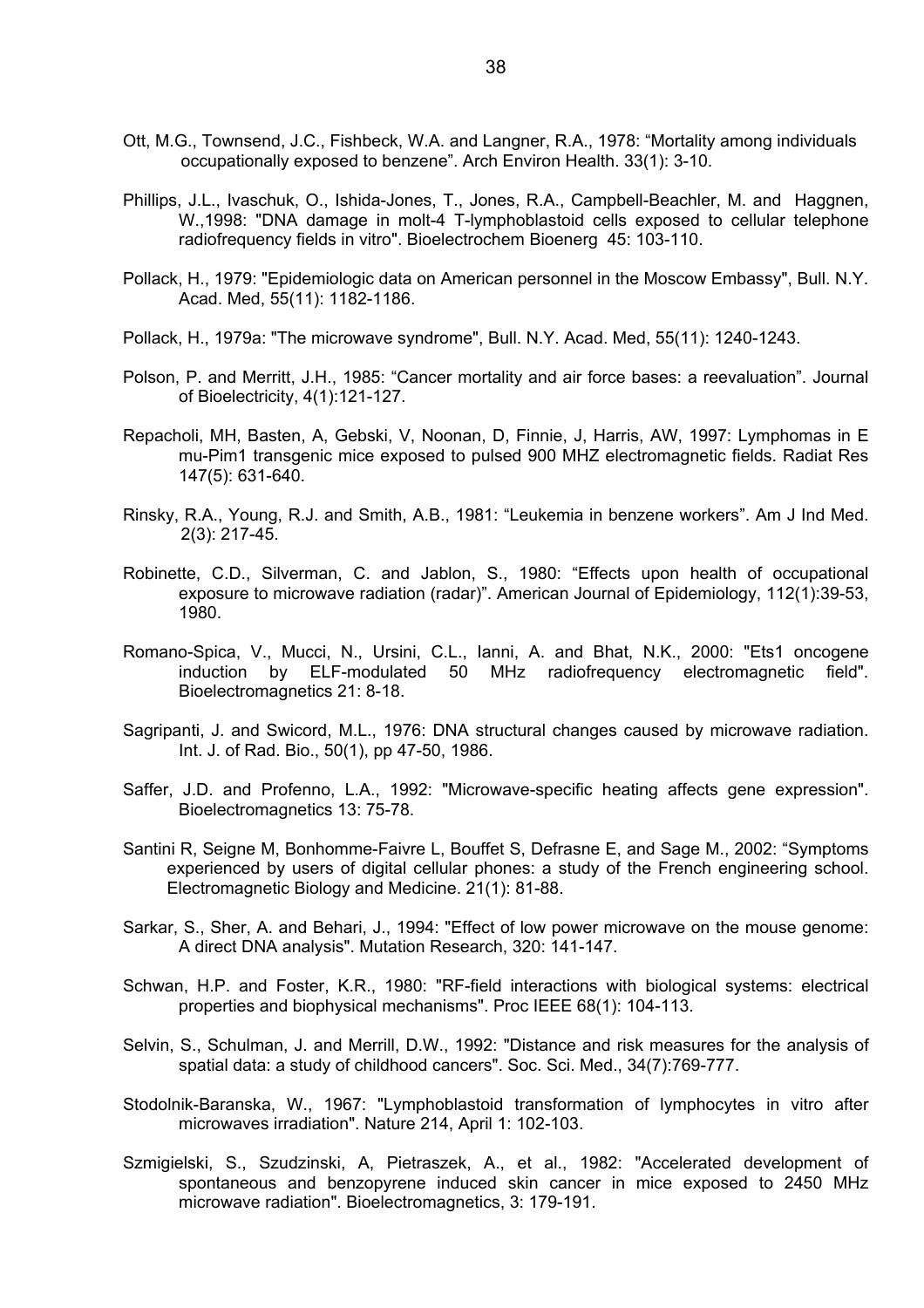Ott, M.G., Townsend, J.C., Fishbeck, W.A. and Langner, R.A., 1978: "Mortality among individuals occupationally exposed to benzene". Arch Environ Health. 33(1): 3-10.

Phillips, J.L., Ivaschuk, O., Ishida-Jones, T., Jones, R.A., Campbell-Beachler, M. and Haggnen, W.,1998: "DNA damage in molt-4 T-lymphoblastoid cells exposed to cellular telephone radiofrequency fields in vitro". Bioelectrochem Bioenerg 45: 103-110.

Pollack, H., 1979: "Epidemiologic data on American personnel in the Moscow Embassy", Bull. N.Y. Acad. Med, 55(11): 1182-1186.

Pollack, H., 1979a: "The microwave syndrome", Bull. N.Y. Acad. Med, 55(11): 1240-1243.

Polson, P. and Merritt, J.H., 1985: "Cancer mortality and air force bases: a reevaluation". Journal of Bioelectricity, 4(1):121-127.

Repacholi, MH, Basten, A, Gebski, V, Noonan, D, Finnie, J, Harris, AW, 1997: Lymphomas in E mu-Pim1 transgenic mice exposed to pulsed 900 MHZ electromagnetic fields. Radiat Res 147(5): 631-640.

Rinsky, R.A., Young, R.J. and Smith, A.B., 1981: "Leukemia in benzene workers". Am J Ind Med. 2(3): 217-45.

Robinette, C.D., Silverman, C. and Jablon, S., 1980: "Effects upon health of occupational exposure to microwave radiation (radar)". American Journal of Epidemiology, 112(1):39-53, 1980.

Romano-Spica, V., Mucci, N., Ursini, C.L., Ianni, A. and Bhat, N.K., 2000: "Ets1 oncogene induction by ELF-modulated 50 MHz radiofrequency electromagnetic field". Bioelectromagnetics 21: 8-18.

Sagripanti, J. and Swicord, M.L., 1976: DNA structural changes caused by microwave radiation. Int. J. of Rad. Bio., 50(1), pp 47-50, 1986.

Saffer, J.D. and Profenno, L.A., 1992: "Microwave-specific heating affects gene expression". Bioelectromagnetics 13: 75-78.

Santini R, Seigne M, Bonhomme-Faivre L, Bouffet S, Defrasne E, and Sage M., 2002: "Symptoms experienced by users of digital cellular phones: a study of the French engineering school. Electromagnetic Biology and Medicine. 21(1): 81-88.

Sarkar, S., Sher, A. and Behari, J., 1994: "Effect of low power microwave on the mouse genome: A direct DNA analysis". Mutation Research, 320: 141-147.

Schwan, H.P. and Foster, K.R., 1980: "RF-field interactions with biological systems: electrical properties and biophysical mechanisms". Proc IEEE 68(1): 104-113.

Selvin, S., Schulman, J. and Merrill, D.W., 1992: "Distance and risk measures for the analysis of spatial data: a study of childhood cancers". Soc. Sci. Med., 34(7):769-777.

Stodolnik-Baranska, W., 1967: "Lymphoblastoid transformation of lymphocytes in vitro after microwaves irradiation". Nature 214, April 1: 102-103.

Szmigielski, S., Szudzinski, A, Pietraszek, A., et al., 1982: "Accelerated development of spontaneous and benzopyrene induced skin cancer in mice exposed to 2450 MHz microwave radiation". Bioelectromagnetics, 3: 179-191.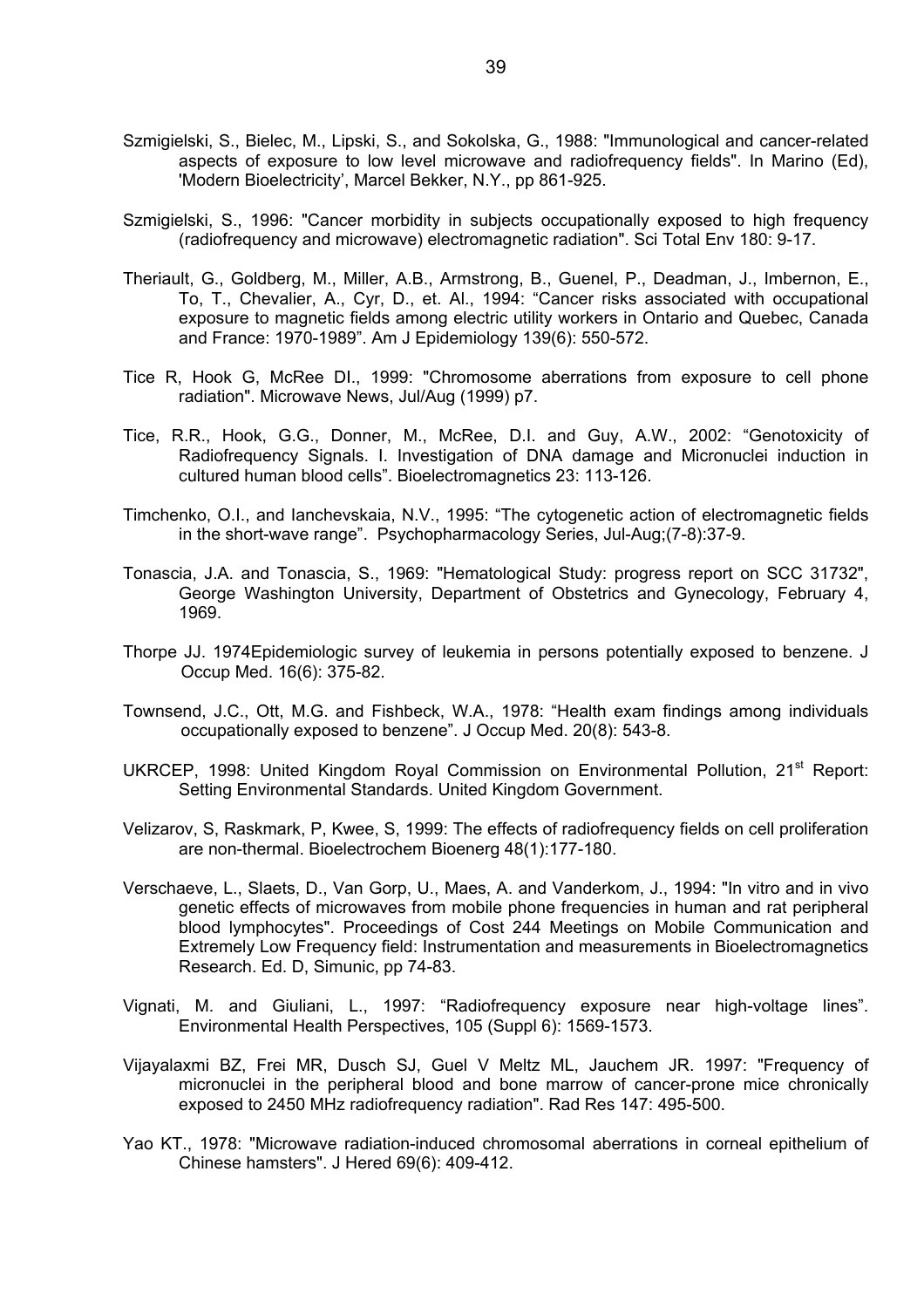Szmigielski, S., Bielec, M., Lipski, S., and Sokolska, G., 1988: "Immunological and cancer-related aspects of exposure to low level microwave and radiofrequency fields". In Marino (Ed), 'Modern Bioelectricity', Marcel Bekker, N.Y., pp 861-925.

Szmigielski, S., 1996: "Cancer morbidity in subjects occupationally exposed to high frequency (radiofrequency and microwave) electromagnetic radiation". Sci Total Env 180: 9-17.

Theriault, G., Goldberg, M., Miller, A.B., Armstrong, B., Guenel, P., Deadman, J., Imbernon, E., To, T., Chevalier, A., Cyr, D., et. Al., 1994: "Cancer risks associated with occupational exposure to magnetic fields among electric utility workers in Ontario and Quebec, Canada and France: 1970-1989". Am J Epidemiology 139(6): 550-572.

Tice R, Hook G, McRee DI., 1999: "Chromosome aberrations from exposure to cell phone radiation". Microwave News, Jul/Aug (1999) p7.

Tice, R.R., Hook, G.G., Donner, M., McRee, D.I. and Guy, A.W., 2002: "Genotoxicity of Radiofrequency Signals. I. Investigation of DNA damage and Micronuclei induction in cultured human blood cells". Bioelectromagnetics 23: 113-126.

Timchenko, O.I., and Ianchevskaia, N.V., 1995: "The cytogenetic action of electromagnetic fields in the short-wave range". Psychopharmacology Series, Jul-Aug;(7-8):37-9.

Tonascia, J.A. and Tonascia, S., 1969: "Hematological Study: progress report on SCC 31732", George Washington University, Department of Obstetrics and Gynecology, February 4, 1969.

Thorpe JJ. 1974Epidemiologic survey of leukemia in persons potentially exposed to benzene. J Occup Med. 16(6): 375-82.

Townsend, J.C., Ott, M.G. and Fishbeck, W.A., 1978: "Health exam findings among individuals occupationally exposed to benzene". J Occup Med. 20(8): 543-8.

UKRCEP, 1998: United Kingdom Royal Commission on Environmental Pollution, 21st Report: Setting Environmental Standards. United Kingdom Government.

Velizarov, S, Raskmark, P, Kwee, S, 1999: The effects of radiofrequency fields on cell proliferation are non-thermal. Bioelectrochem Bioenerg 48(1):177-180.

Verschaeve, L., Slaets, D., Van Gorp, U., Maes, A. and Vanderkom, J., 1994: "In vitro and in vivo genetic effects of microwaves from mobile phone frequencies in human and rat peripheral blood lymphocytes". Proceedings of Cost 244 Meetings on Mobile Communication and Extremely Low Frequency field: Instrumentation and measurements in Bioelectromagnetics Research. Ed. D, Simunic, pp 74-83.

Vignati, M. and Giuliani, L., 1997: "Radiofrequency exposure near high-voltage lines". Environmental Health Perspectives, 105 (Suppl 6): 1569-1573.

Vijayalaxmi BZ, Frei MR, Dusch SJ, Guel V Meltz ML, Jauchem JR. 1997: "Frequency of micronuclei in the peripheral blood and bone marrow of cancer-prone mice chronically exposed to 2450 MHz radiofrequency radiation". Rad Res 147: 495-500.

Yao KT., 1978: "Microwave radiation-induced chromosomal aberrations in corneal epithelium of Chinese hamsters". J Hered 69(6): 409-412.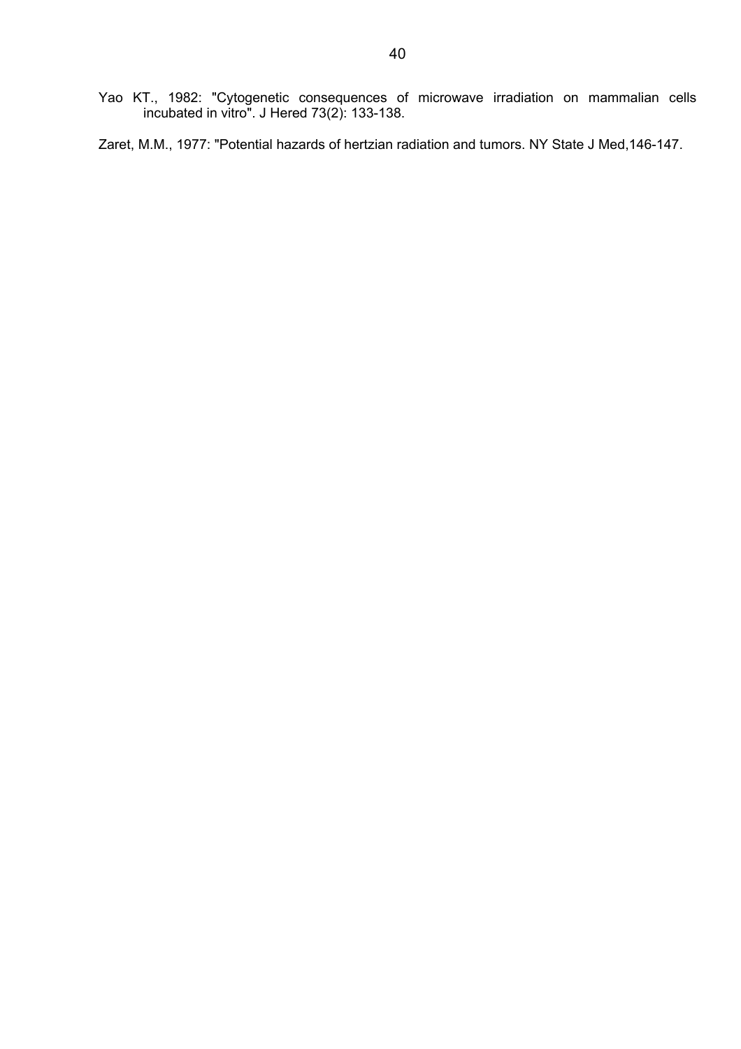Yao KT., 1982: "Cytogenetic consequences of microwave irradiation on mammalian cells incubated in vitro". J Hered 73(2): 133-138.

Zaret, M.M., 1977: "Potential hazards of hertzian radiation and tumors. NY State J Med,146-147.